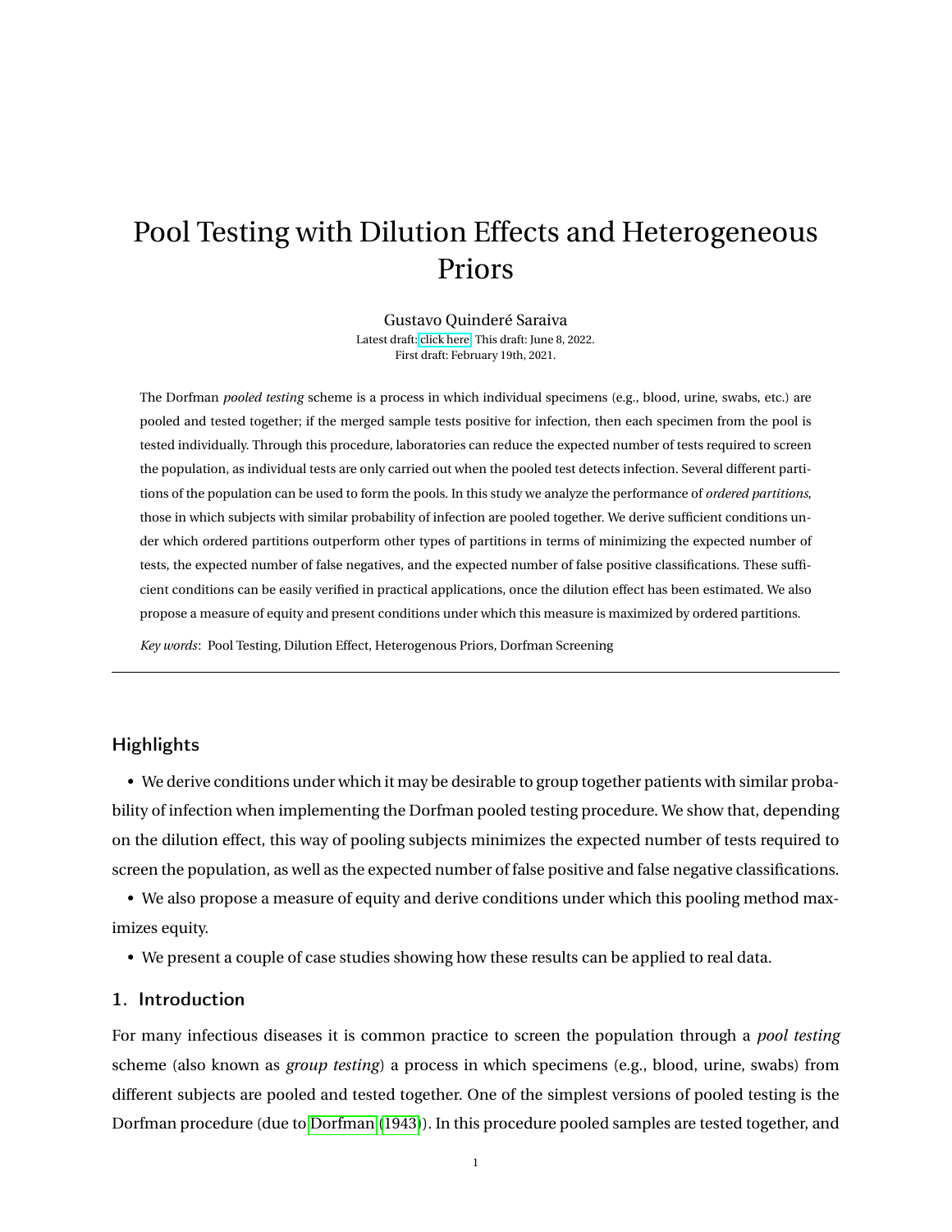# Pool Testing with Dilution Effects and Heterogeneous Priors

Gustavo Quinderé Saraiva

Latest draft: click here. This draft: June 8, 2022.
First draft: February 19th, 2021.

The Dorfman *pooled testing* scheme is a process in which individual specimens (e.g., blood, urine, swabs, etc.) are pooled and tested together; if the merged sample tests positive for infection, then each specimen from the pool is tested individually. Through this procedure, laboratories can reduce the expected number of tests required to screen the population, as individual tests are only carried out when the pooled test detects infection. Several different partitions of the population can be used to form the pools. In this study we analyze the performance of *ordered partitions*, those in which subjects with similar probability of infection are pooled together. We derive sufficient conditions under which ordered partitions outperform other types of partitions in terms of minimizing the expected number of tests, the expected number of false negatives, and the expected number of false positive classifications. These sufficient conditions can be easily verified in practical applications, once the dilution effect has been estimated. We also propose a measure of equity and present conditions under which this measure is maximized by ordered partitions.

*Key words*: Pool Testing, Dilution Effect, Heterogenous Priors, Dorfman Screening

---

## Highlights

- We derive conditions under which it may be desirable to group together patients with similar probability of infection when implementing the Dorfman pooled testing procedure. We show that, depending on the dilution effect, this way of pooling subjects minimizes the expected number of tests required to screen the population, as well as the expected number of false positive and false negative classifications.
- We also propose a measure of equity and derive conditions under which this pooling method maximizes equity.
- We present a couple of case studies showing how these results can be applied to real data.

## 1. Introduction

For many infectious diseases it is common practice to screen the population through a *pool testing* scheme (also known as *group testing*) a process in which specimens (e.g., blood, urine, swabs) from different subjects are pooled and tested together. One of the simplest versions of pooled testing is the Dorfman procedure (due to Dorfman (1943)). In this procedure pooled samples are tested together, and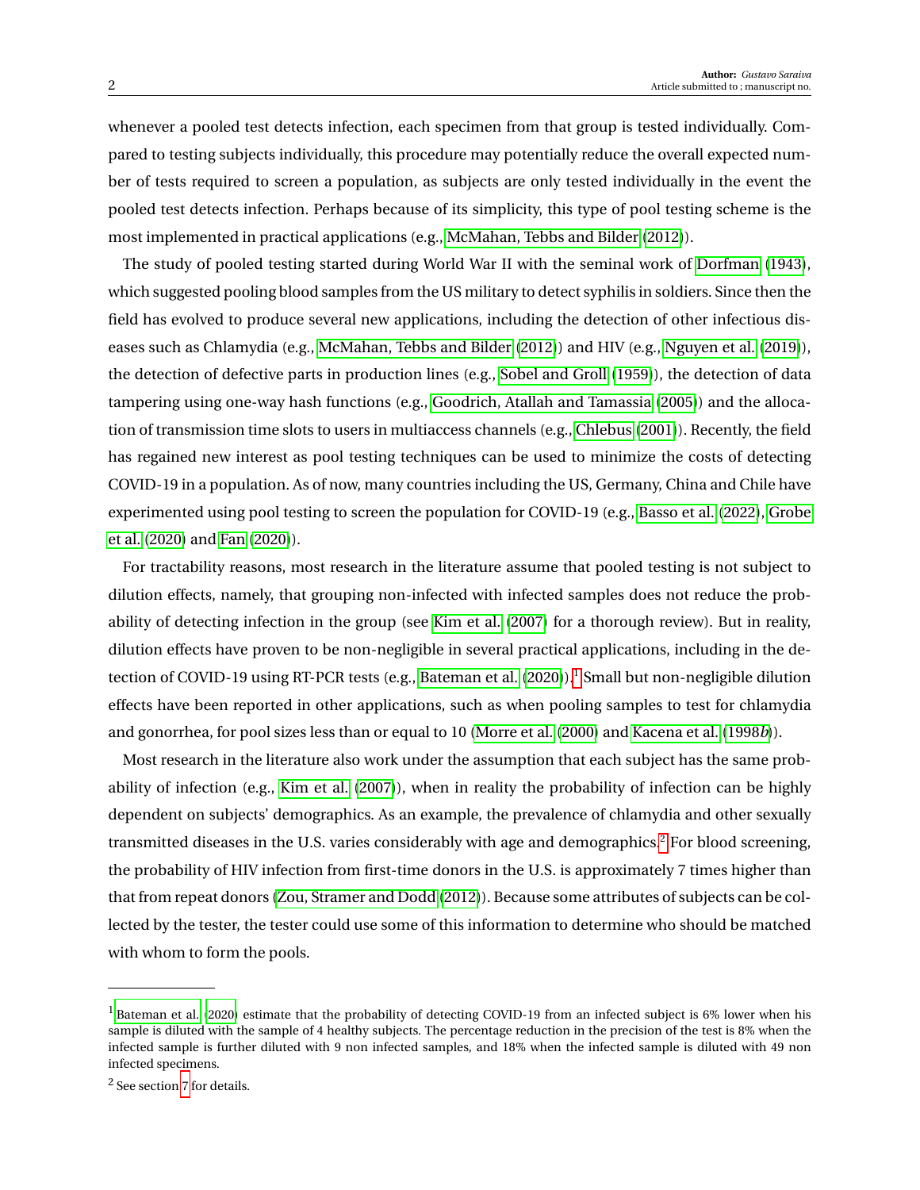whenever a pooled test detects infection, each specimen from that group is tested individually. Compared to testing subjects individually, this procedure may potentially reduce the overall expected number of tests required to screen a population, as subjects are only tested individually in the event the pooled test detects infection. Perhaps because of its simplicity, this type of pool testing scheme is the most implemented in practical applications (e.g., McMahan, Tebbs and Bilder (2012)).

The study of pooled testing started during World War II with the seminal work of Dorfman (1943), which suggested pooling blood samples from the US military to detect syphilis in soldiers. Since then the field has evolved to produce several new applications, including the detection of other infectious diseases such as Chlamydia (e.g., McMahan, Tebbs and Bilder (2012)) and HIV (e.g., Nguyen et al. (2019)), the detection of defective parts in production lines (e.g., Sobel and Groll (1959)), the detection of data tampering using one-way hash functions (e.g., Goodrich, Atallah and Tamassia (2005)) and the allocation of transmission time slots to users in multiaccess channels (e.g., Chlebus (2001)). Recently, the field has regained new interest as pool testing techniques can be used to minimize the costs of detecting COVID-19 in a population. As of now, many countries including the US, Germany, China and Chile have experimented using pool testing to screen the population for COVID-19 (e.g., Basso et al. (2022), Grobe et al. (2020) and Fan (2020)).

For tractability reasons, most research in the literature assume that pooled testing is not subject to dilution effects, namely, that grouping non-infected with infected samples does not reduce the probability of detecting infection in the group (see Kim et al. (2007) for a thorough review). But in reality, dilution effects have proven to be non-negligible in several practical applications, including in the detection of COVID-19 using RT-PCR tests (e.g., Bateman et al. (2020)).[1] Small but non-negligible dilution effects have been reported in other applications, such as when pooling samples to test for chlamydia and gonorrhea, for pool sizes less than or equal to 10 (Morre et al. (2000) and Kacena et al. (1998*b*)).

Most research in the literature also work under the assumption that each subject has the same probability of infection (e.g., Kim et al. (2007)), when in reality the probability of infection can be highly dependent on subjects' demographics. As an example, the prevalence of chlamydia and other sexually transmitted diseases in the U.S. varies considerably with age and demographics.[2] For blood screening, the probability of HIV infection from first-time donors in the U.S. is approximately 7 times higher than that from repeat donors (Zou, Stramer and Dodd (2012)). Because some attributes of subjects can be collected by the tester, the tester could use some of this information to determine who should be matched with whom to form the pools.

---

[1] Bateman et al. (2020) estimate that the probability of detecting COVID-19 from an infected subject is 6% lower when his sample is diluted with the sample of 4 healthy subjects. The percentage reduction in the precision of the test is 8% when the infected sample is further diluted with 9 non infected samples, and 18% when the infected sample is diluted with 49 non infected specimens.

[2] See section 7 for details.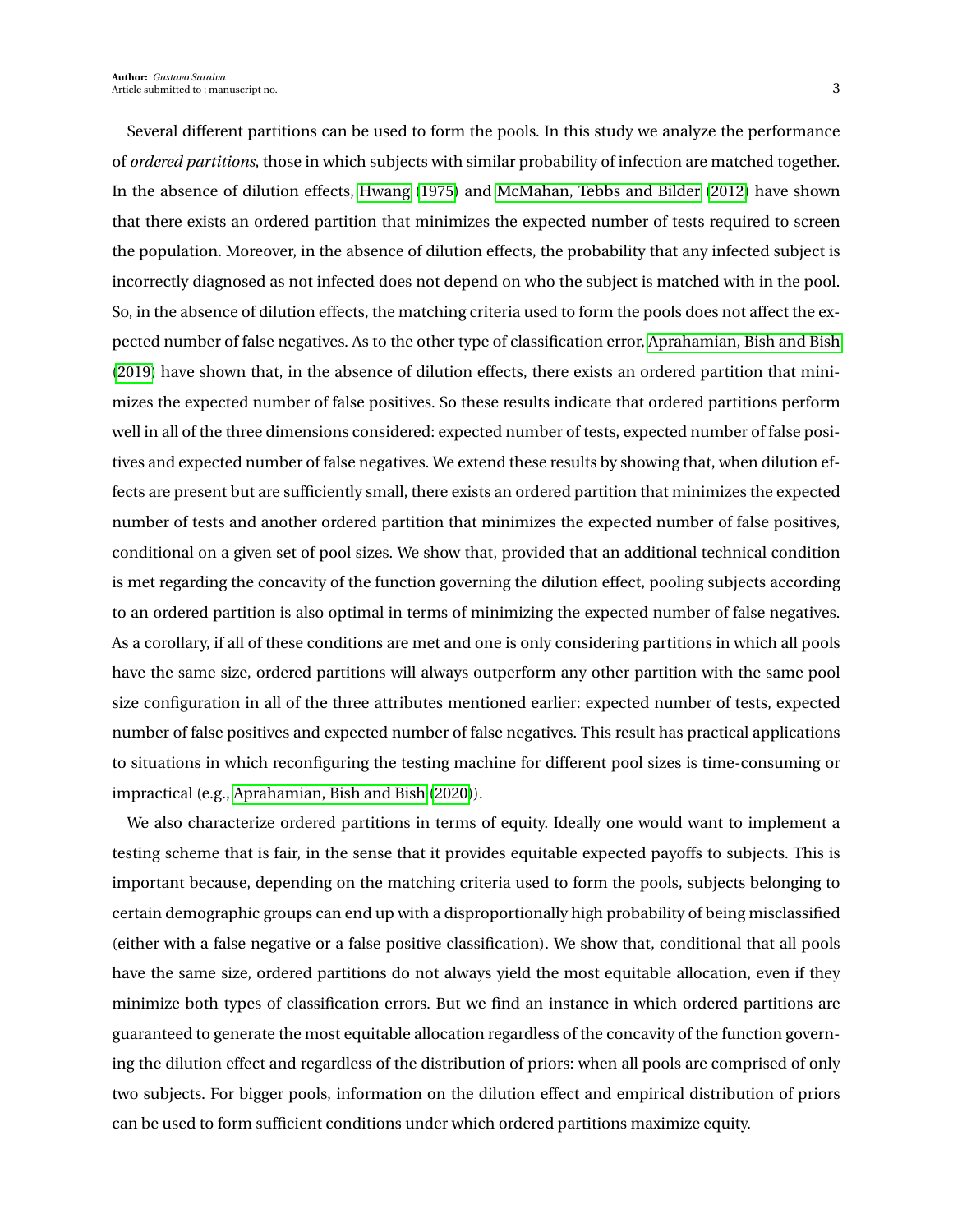Several different partitions can be used to form the pools. In this study we analyze the performance of *ordered partitions*, those in which subjects with similar probability of infection are matched together. In the absence of dilution effects, Hwang (1975) and McMahan, Tebbs and Bilder (2012) have shown that there exists an ordered partition that minimizes the expected number of tests required to screen the population. Moreover, in the absence of dilution effects, the probability that any infected subject is incorrectly diagnosed as not infected does not depend on who the subject is matched with in the pool. So, in the absence of dilution effects, the matching criteria used to form the pools does not affect the expected number of false negatives. As to the other type of classification error, Aprahamian, Bish and Bish (2019) have shown that, in the absence of dilution effects, there exists an ordered partition that minimizes the expected number of false positives. So these results indicate that ordered partitions perform well in all of the three dimensions considered: expected number of tests, expected number of false positives and expected number of false negatives. We extend these results by showing that, when dilution effects are present but are sufficiently small, there exists an ordered partition that minimizes the expected number of tests and another ordered partition that minimizes the expected number of false positives, conditional on a given set of pool sizes. We show that, provided that an additional technical condition is met regarding the concavity of the function governing the dilution effect, pooling subjects according to an ordered partition is also optimal in terms of minimizing the expected number of false negatives. As a corollary, if all of these conditions are met and one is only considering partitions in which all pools have the same size, ordered partitions will always outperform any other partition with the same pool size configuration in all of the three attributes mentioned earlier: expected number of tests, expected number of false positives and expected number of false negatives. This result has practical applications to situations in which reconfiguring the testing machine for different pool sizes is time-consuming or impractical (e.g., Aprahamian, Bish and Bish (2020)).

We also characterize ordered partitions in terms of equity. Ideally one would want to implement a testing scheme that is fair, in the sense that it provides equitable expected payoffs to subjects. This is important because, depending on the matching criteria used to form the pools, subjects belonging to certain demographic groups can end up with a disproportionally high probability of being misclassified (either with a false negative or a false positive classification). We show that, conditional that all pools have the same size, ordered partitions do not always yield the most equitable allocation, even if they minimize both types of classification errors. But we find an instance in which ordered partitions are guaranteed to generate the most equitable allocation regardless of the concavity of the function governing the dilution effect and regardless of the distribution of priors: when all pools are comprised of only two subjects. For bigger pools, information on the dilution effect and empirical distribution of priors can be used to form sufficient conditions under which ordered partitions maximize equity.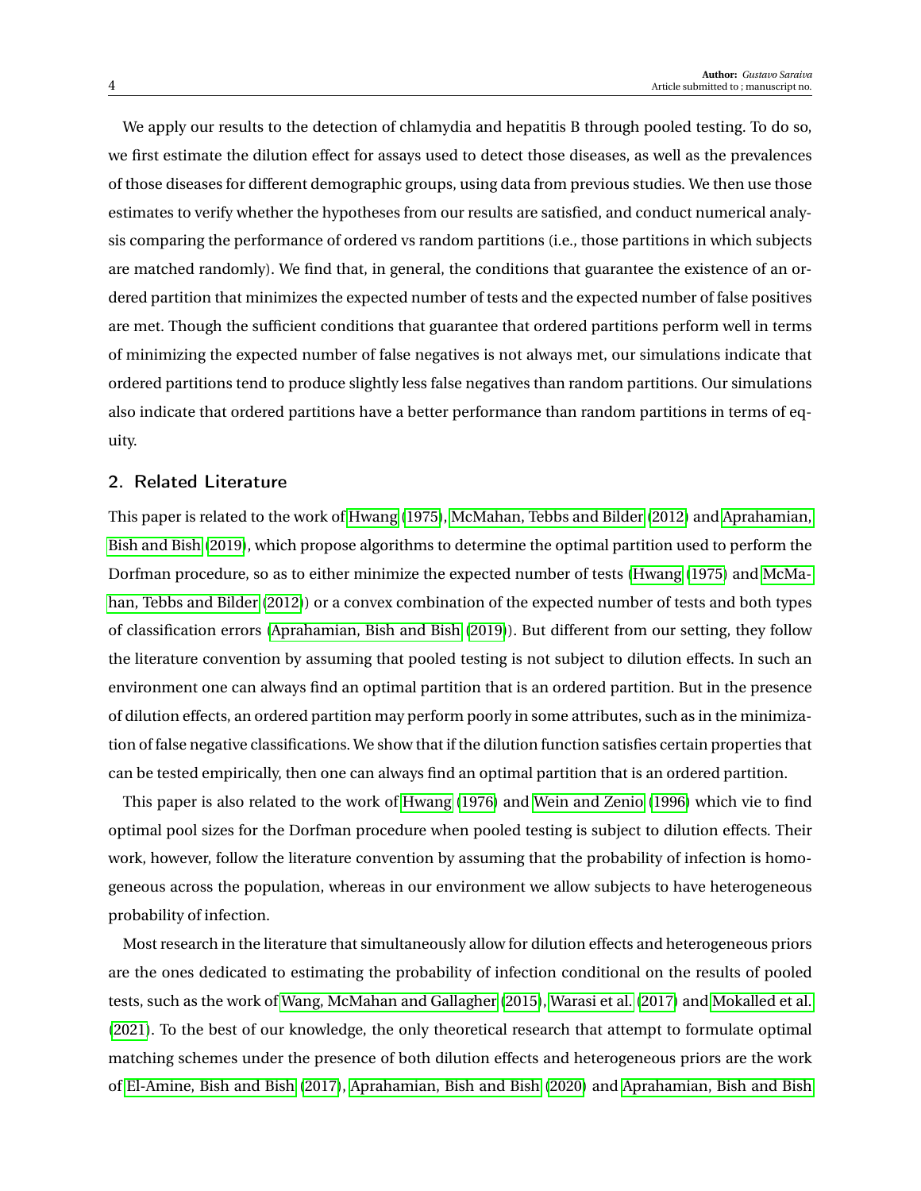We apply our results to the detection of chlamydia and hepatitis B through pooled testing. To do so, we first estimate the dilution effect for assays used to detect those diseases, as well as the prevalences of those diseases for different demographic groups, using data from previous studies. We then use those estimates to verify whether the hypotheses from our results are satisfied, and conduct numerical analysis comparing the performance of ordered vs random partitions (i.e., those partitions in which subjects are matched randomly). We find that, in general, the conditions that guarantee the existence of an ordered partition that minimizes the expected number of tests and the expected number of false positives are met. Though the sufficient conditions that guarantee that ordered partitions perform well in terms of minimizing the expected number of false negatives is not always met, our simulations indicate that ordered partitions tend to produce slightly less false negatives than random partitions. Our simulations also indicate that ordered partitions have a better performance than random partitions in terms of equity.

## 2. Related Literature

This paper is related to the work of Hwang (1975), McMahan, Tebbs and Bilder (2012) and Aprahamian, Bish and Bish (2019), which propose algorithms to determine the optimal partition used to perform the Dorfman procedure, so as to either minimize the expected number of tests (Hwang (1975) and McMahan, Tebbs and Bilder (2012)) or a convex combination of the expected number of tests and both types of classification errors (Aprahamian, Bish and Bish (2019)). But different from our setting, they follow the literature convention by assuming that pooled testing is not subject to dilution effects. In such an environment one can always find an optimal partition that is an ordered partition. But in the presence of dilution effects, an ordered partition may perform poorly in some attributes, such as in the minimization of false negative classifications. We show that if the dilution function satisfies certain properties that can be tested empirically, then one can always find an optimal partition that is an ordered partition.

This paper is also related to the work of Hwang (1976) and Wein and Zenio (1996) which vie to find optimal pool sizes for the Dorfman procedure when pooled testing is subject to dilution effects. Their work, however, follow the literature convention by assuming that the probability of infection is homogeneous across the population, whereas in our environment we allow subjects to have heterogeneous probability of infection.

Most research in the literature that simultaneously allow for dilution effects and heterogeneous priors are the ones dedicated to estimating the probability of infection conditional on the results of pooled tests, such as the work of Wang, McMahan and Gallagher (2015), Warasi et al. (2017) and Mokalled et al. (2021). To the best of our knowledge, the only theoretical research that attempt to formulate optimal matching schemes under the presence of both dilution effects and heterogeneous priors are the work of El-Amine, Bish and Bish (2017), Aprahamian, Bish and Bish (2020) and Aprahamian, Bish and Bish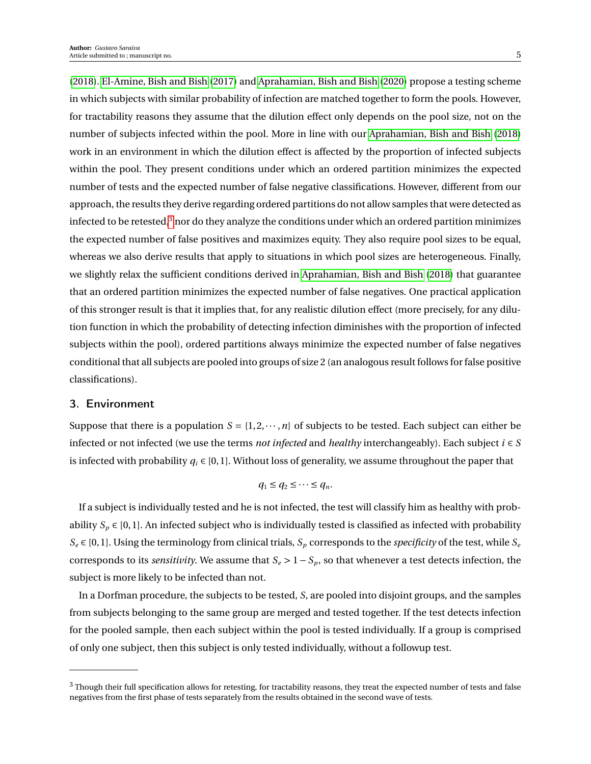(2018). El-Amine, Bish and Bish (2017) and Aprahamian, Bish and Bish (2020) propose a testing scheme in which subjects with similar probability of infection are matched together to form the pools. However, for tractability reasons they assume that the dilution effect only depends on the pool size, not on the number of subjects infected within the pool. More in line with our Aprahamian, Bish and Bish (2018) work in an environment in which the dilution effect is affected by the proportion of infected subjects within the pool. They present conditions under which an ordered partition minimizes the expected number of tests and the expected number of false negative classifications. However, different from our approach, the results they derive regarding ordered partitions do not allow samples that were detected as infected to be retested,[3] nor do they analyze the conditions under which an ordered partition minimizes the expected number of false positives and maximizes equity. They also require pool sizes to be equal, whereas we also derive results that apply to situations in which pool sizes are heterogeneous. Finally, we slightly relax the sufficient conditions derived in Aprahamian, Bish and Bish (2018) that guarantee that an ordered partition minimizes the expected number of false negatives. One practical application of this stronger result is that it implies that, for any realistic dilution effect (more precisely, for any dilution function in which the probability of detecting infection diminishes with the proportion of infected subjects within the pool), ordered partitions always minimize the expected number of false negatives conditional that all subjects are pooled into groups of size 2 (an analogous result follows for false positive classifications).

## 3. Environment

Suppose that there is a population $S = \{1, 2, \cdots, n\}$ of subjects to be tested. Each subject can either be infected or not infected (we use the terms *not infected* and *healthy* interchangeably). Each subject $i \in S$ is infected with probability $q_i \in [0, 1]$. Without loss of generality, we assume throughout the paper that

$$q_1 \leq q_2 \leq \cdots \leq q_n.$$

If a subject is individually tested and he is not infected, the test will classify him as healthy with probability $S_p \in [0, 1]$. An infected subject who is individually tested is classified as infected with probability $S_e \in [0, 1]$. Using the terminology from clinical trials, $S_p$ corresponds to the *specificity* of the test, while $S_e$ corresponds to its *sensitivity*. We assume that $S_e > 1 - S_p$, so that whenever a test detects infection, the subject is more likely to be infected than not.

In a Dorfman procedure, the subjects to be tested, $S$, are pooled into disjoint groups, and the samples from subjects belonging to the same group are merged and tested together. If the test detects infection for the pooled sample, then each subject within the pool is tested individually. If a group is comprised of only one subject, then this subject is only tested individually, without a followup test.

[3] Though their full specification allows for retesting, for tractability reasons, they treat the expected number of tests and false negatives from the first phase of tests separately from the results obtained in the second wave of tests.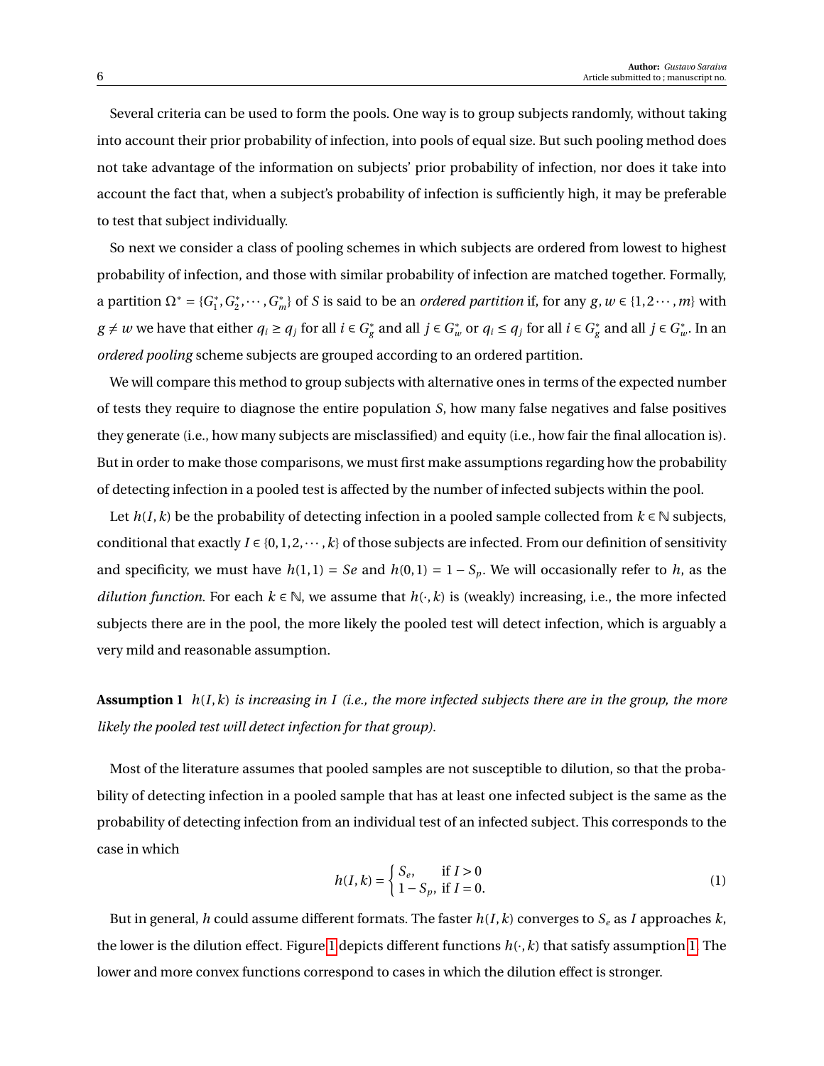Several criteria can be used to form the pools. One way is to group subjects randomly, without taking into account their prior probability of infection, into pools of equal size. But such pooling method does not take advantage of the information on subjects' prior probability of infection, nor does it take into account the fact that, when a subject's probability of infection is sufficiently high, it may be preferable to test that subject individually.

So next we consider a class of pooling schemes in which subjects are ordered from lowest to highest probability of infection, and those with similar probability of infection are matched together. Formally, a partition $\Omega^* = \{G_1^*, G_2^*, \cdots, G_m^*\}$ of $S$ is said to be an *ordered partition* if, for any $g, w \in \{1, 2 \cdots, m\}$ with $g \neq w$ we have that either $q_i \geq q_j$ for all $i \in G_g^*$ and all $j \in G_w^*$ or $q_i \leq q_j$ for all $i \in G_g^*$ and all $j \in G_w^*$. In an *ordered pooling* scheme subjects are grouped according to an ordered partition.

We will compare this method to group subjects with alternative ones in terms of the expected number of tests they require to diagnose the entire population $S$, how many false negatives and false positives they generate (i.e., how many subjects are misclassified) and equity (i.e., how fair the final allocation is). But in order to make those comparisons, we must first make assumptions regarding how the probability of detecting infection in a pooled test is affected by the number of infected subjects within the pool.

Let $h(I, k)$ be the probability of detecting infection in a pooled sample collected from $k \in \mathbb{N}$ subjects, conditional that exactly $I \in \{0, 1, 2, \cdots, k\}$ of those subjects are infected. From our definition of sensitivity and specificity, we must have $h(1, 1) = Se$ and $h(0, 1) = 1 - S_p$. We will occasionally refer to $h$, as the *dilution function*. For each $k \in \mathbb{N}$, we assume that $h(\cdot, k)$ is (weakly) increasing, i.e., the more infected subjects there are in the pool, the more likely the pooled test will detect infection, which is arguably a very mild and reasonable assumption.

**Assumption 1** *$h(I, k)$ is increasing in $I$ (i.e., the more infected subjects there are in the group, the more likely the pooled test will detect infection for that group).*

Most of the literature assumes that pooled samples are not susceptible to dilution, so that the probability of detecting infection in a pooled sample that has at least one infected subject is the same as the probability of detecting infection from an individual test of an infected subject. This corresponds to the case in which

$$h(I, k) = \begin{cases} S_e, & \text{if } I > 0 \\ 1 - S_p, & \text{if } I = 0. \end{cases} \tag{1}$$

But in general, $h$ could assume different formats. The faster $h(I, k)$ converges to $S_e$ as $I$ approaches $k$, the lower is the dilution effect. Figure 1 depicts different functions $h(\cdot, k)$ that satisfy assumption 1. The lower and more convex functions correspond to cases in which the dilution effect is stronger.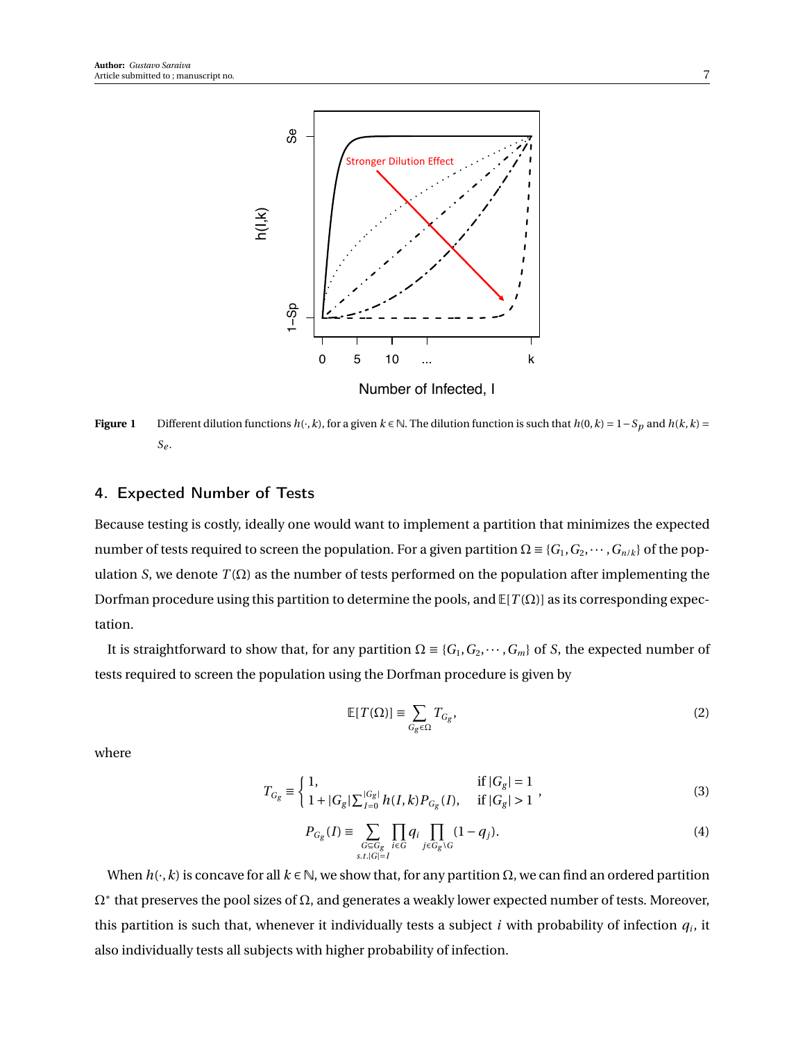Figure 1 Different dilution functions $h(\cdot, k)$, for a given $k \in \mathbb{N}$. The dilution function is such that $h(0, k) = 1 - S_p$ and $h(k, k) = S_e$.

## 4. Expected Number of Tests

Because testing is costly, ideally one would want to implement a partition that minimizes the expected number of tests required to screen the population. For a given partition $\Omega \equiv \{G_1, G_2, \cdots, G_{n/k}\}$ of the population $S$, we denote $T(\Omega)$ as the number of tests performed on the population after implementing the Dorfman procedure using this partition to determine the pools, and $\mathbb{E}[T(\Omega)]$ as its corresponding expectation.

It is straightforward to show that, for any partition $\Omega \equiv \{G_1, G_2, \cdots, G_m\}$ of $S$, the expected number of tests required to screen the population using the Dorfman procedure is given by

$$\mathbb{E}[T(\Omega)] \equiv \sum_{G_g \in \Omega} T_{G_g}, \tag{2}$$

where

$$T_{G_g} \equiv \begin{cases} 1, & \text{if } |G_g| = 1 \\ 1 + |G_g| \sum_{I=0}^{|G_g|} h(I, k) P_{G_g}(I), & \text{if } |G_g| > 1 \end{cases}, \tag{3}$$

$$P_{G_g}(I) \equiv \sum_{\substack{G \subseteq G_g \\ s.t. |G| = I}} \prod_{i \in G} q_i \prod_{j \in G_g \setminus G} (1 - q_j). \tag{4}$$

When $h(\cdot, k)$ is concave for all $k \in \mathbb{N}$, we show that, for any partition $\Omega$, we can find an ordered partition $\Omega^*$ that preserves the pool sizes of $\Omega$, and generates a weakly lower expected number of tests. Moreover, this partition is such that, whenever it individually tests a subject $i$ with probability of infection $q_i$, it also individually tests all subjects with higher probability of infection.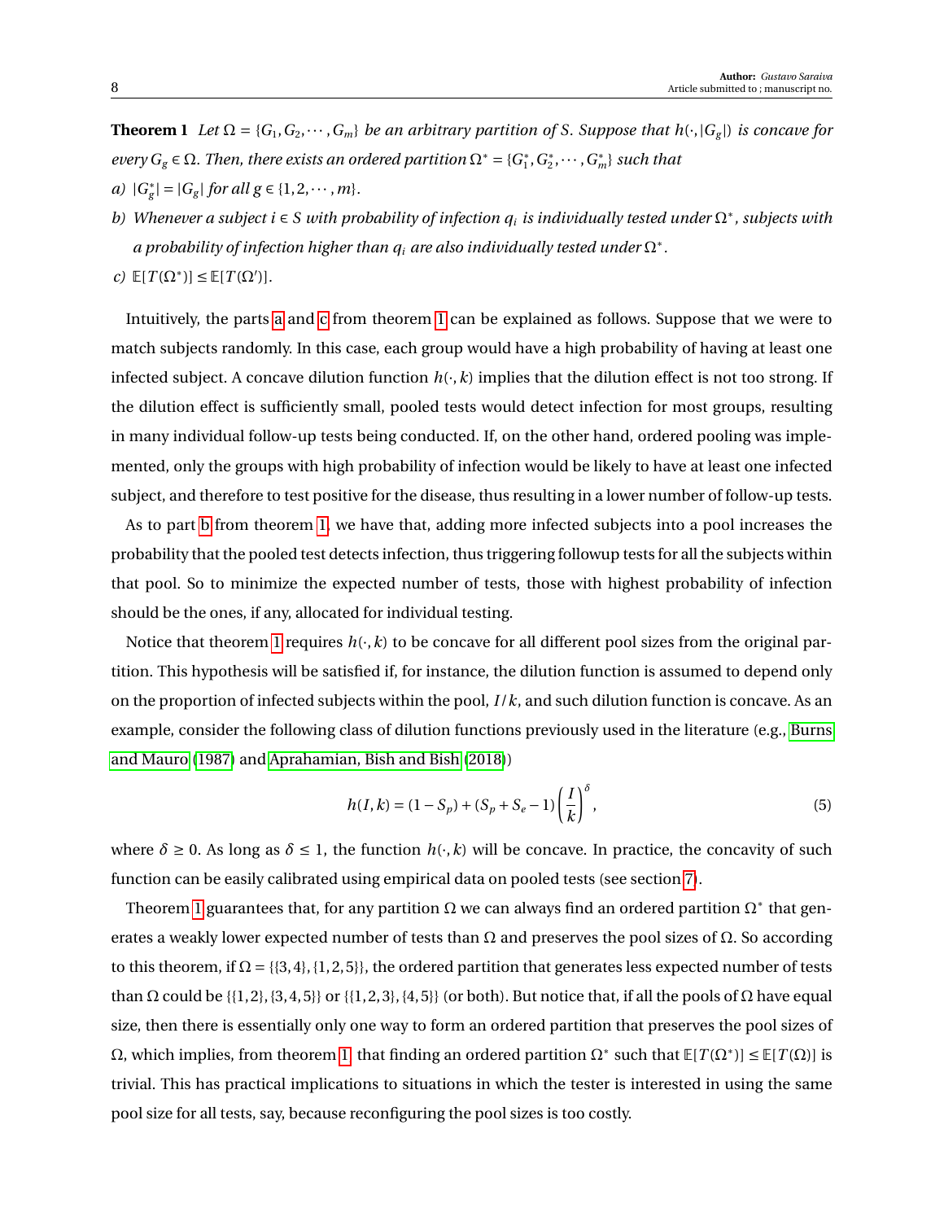**Theorem 1** *Let $\Omega = \{G_1, G_2, \cdots, G_m\}$ be an arbitrary partition of $S$. Suppose that $h(\cdot, |G_g|)$ is concave for every $G_g \in \Omega$. Then, there exists an ordered partition $\Omega^* = \{G_1^*, G_2^*, \cdots, G_m^*\}$ such that*

*a) $|G_g^*| = |G_g|$ for all $g \in \{1, 2, \cdots, m\}$.*

*b) Whenever a subject $i \in S$ with probability of infection $q_i$ is individually tested under $\Omega^*$, subjects with a probability of infection higher than $q_i$ are also individually tested under $\Omega^*$.*

*c) $\mathbb{E}[T(\Omega^*)] \leq \mathbb{E}[T(\Omega')]$.*

Intuitively, the parts a and c from theorem 1 can be explained as follows. Suppose that we were to match subjects randomly. In this case, each group would have a high probability of having at least one infected subject. A concave dilution function $h(\cdot, k)$ implies that the dilution effect is not too strong. If the dilution effect is sufficiently small, pooled tests would detect infection for most groups, resulting in many individual follow-up tests being conducted. If, on the other hand, ordered pooling was implemented, only the groups with high probability of infection would be likely to have at least one infected subject, and therefore to test positive for the disease, thus resulting in a lower number of follow-up tests.

As to part b from theorem 1, we have that, adding more infected subjects into a pool increases the probability that the pooled test detects infection, thus triggering followup tests for all the subjects within that pool. So to minimize the expected number of tests, those with highest probability of infection should be the ones, if any, allocated for individual testing.

Notice that theorem 1 requires $h(\cdot, k)$ to be concave for all different pool sizes from the original partition. This hypothesis will be satisfied if, for instance, the dilution function is assumed to depend only on the proportion of infected subjects within the pool, $I/k$, and such dilution function is concave. As an example, consider the following class of dilution functions previously used in the literature (e.g., Burns and Mauro (1987) and Aprahamian, Bish and Bish (2018))

$$h(I, k) = (1 - S_p) + (S_p + S_e - 1)\left(\frac{I}{k}\right)^{\delta}, \tag{5}$$

where $\delta \geq 0$. As long as $\delta \leq 1$, the function $h(\cdot, k)$ will be concave. In practice, the concavity of such function can be easily calibrated using empirical data on pooled tests (see section 7).

Theorem 1 guarantees that, for any partition $\Omega$ we can always find an ordered partition $\Omega^*$ that generates a weakly lower expected number of tests than $\Omega$ and preserves the pool sizes of $\Omega$. So according to this theorem, if $\Omega = \{\{3, 4\}, \{1, 2, 5\}\}$, the ordered partition that generates less expected number of tests than $\Omega$ could be $\{\{1, 2\}, \{3, 4, 5\}\}$ or $\{\{1, 2, 3\}, \{4, 5\}\}$ (or both). But notice that, if all the pools of $\Omega$ have equal size, then there is essentially only one way to form an ordered partition that preserves the pool sizes of $\Omega$, which implies, from theorem 1, that finding an ordered partition $\Omega^*$ such that $\mathbb{E}[T(\Omega^*)] \leq \mathbb{E}[T(\Omega)]$ is trivial. This has practical implications to situations in which the tester is interested in using the same pool size for all tests, say, because reconfiguring the pool sizes is too costly.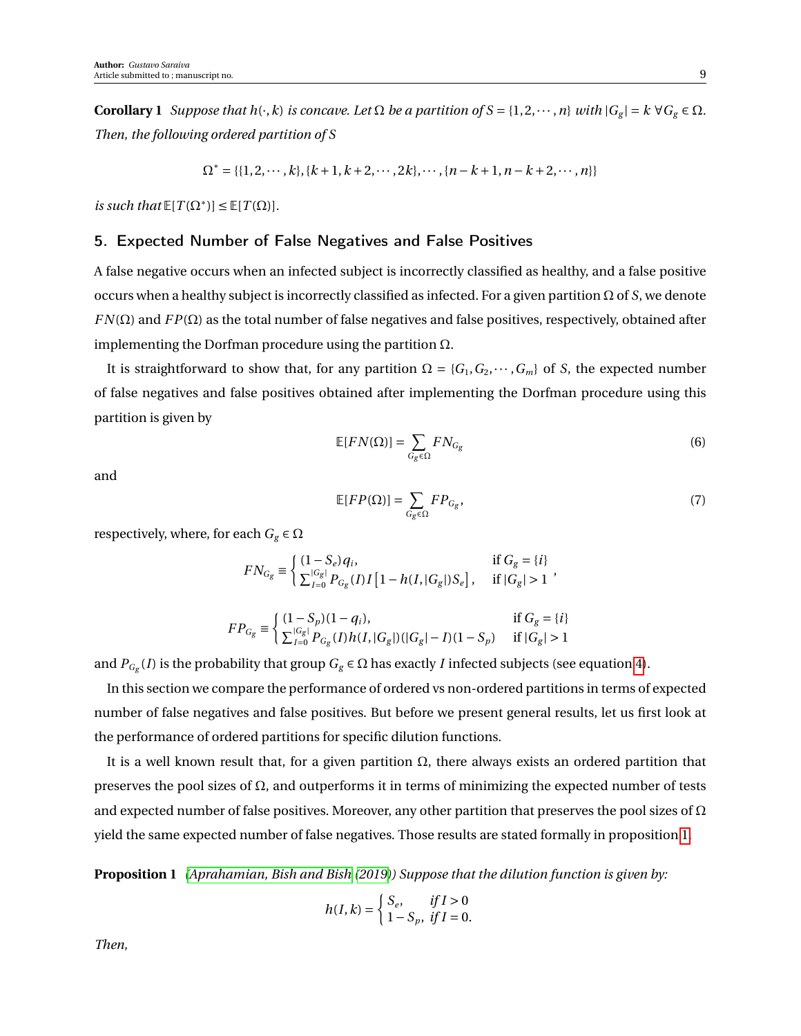**Corollary 1** *Suppose that $h(\cdot, k)$ is concave. Let $\Omega$ be a partition of $S = \{1, 2, \cdots, n\}$ with $|G_g| = k \ \forall G_g \in \Omega$. Then, the following ordered partition of $S$*

$$\Omega^* = \{\{1, 2, \cdots, k\}, \{k+1, k+2, \cdots, 2k\}, \cdots, \{n-k+1, n-k+2, \cdots, n\}\}$$

*is such that $\mathbb{E}[T(\Omega^*)] \leq \mathbb{E}[T(\Omega)]$.*

## 5. Expected Number of False Negatives and False Positives

A false negative occurs when an infected subject is incorrectly classified as healthy, and a false positive occurs when a healthy subject is incorrectly classified as infected. For a given partition $\Omega$ of $S$, we denote $FN(\Omega)$ and $FP(\Omega)$ as the total number of false negatives and false positives, respectively, obtained after implementing the Dorfman procedure using the partition $\Omega$.

It is straightforward to show that, for any partition $\Omega = \{G_1, G_2, \cdots, G_m\}$ of $S$, the expected number of false negatives and false positives obtained after implementing the Dorfman procedure using this partition is given by

$$\mathbb{E}[FN(\Omega)] = \sum_{G_g \in \Omega} FN_{G_g} \tag{6}$$

and

$$\mathbb{E}[FP(\Omega)] = \sum_{G_g \in \Omega} FP_{G_g}, \tag{7}$$

respectively, where, for each $G_g \in \Omega$

$$FN_{G_g} \equiv \begin{cases} (1 - S_e) q_i, & \text{if } G_g = \{i\} \\ \sum_{I=0}^{|G_g|} P_{G_g}(I) I \left[1 - h(I, |G_g|) S_e\right], & \text{if } |G_g| > 1 \end{cases},$$

$$FP_{G_g} \equiv \begin{cases} (1 - S_p)(1 - q_i), & \text{if } G_g = \{i\} \\ \sum_{I=0}^{|G_g|} P_{G_g}(I) h(I, |G_g|)(|G_g| - I)(1 - S_p) & \text{if } |G_g| > 1 \end{cases}$$

and $P_{G_g}(I)$ is the probability that group $G_g \in \Omega$ has exactly $I$ infected subjects (see equation 4).

In this section we compare the performance of ordered vs non-ordered partitions in terms of expected number of false negatives and false positives. But before we present general results, let us first look at the performance of ordered partitions for specific dilution functions.

It is a well known result that, for a given partition $\Omega$, there always exists an ordered partition that preserves the pool sizes of $\Omega$, and outperforms it in terms of minimizing the expected number of tests and expected number of false positives. Moreover, any other partition that preserves the pool sizes of $\Omega$ yield the same expected number of false negatives. Those results are stated formally in proposition 1.

**Proposition 1** *(Aprahamian, Bish and Bish (2019)) Suppose that the dilution function is given by:*

$$h(I, k) = \begin{cases} S_e, & \textit{if } I > 0 \\ 1 - S_p, & \textit{if } I = 0. \end{cases}$$

*Then,*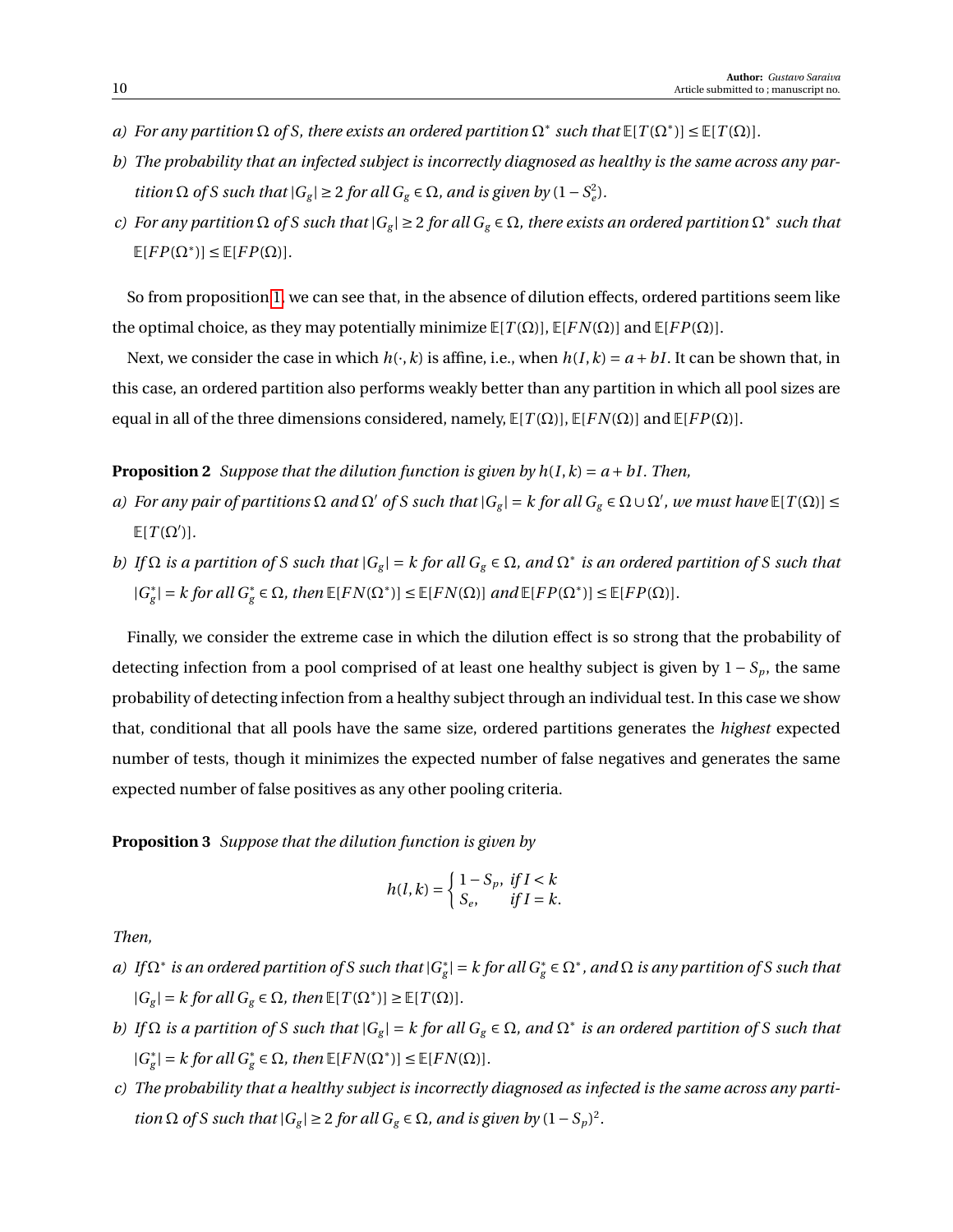a) *For any partition $\Omega$ of $S$, there exists an ordered partition $\Omega^*$ such that $\mathbb{E}[T(\Omega^*)] \leq \mathbb{E}[T(\Omega)]$.*

b) *The probability that an infected subject is incorrectly diagnosed as healthy is the same across any partition $\Omega$ of $S$ such that $|G_g| \geq 2$ for all $G_g \in \Omega$, and is given by $(1 - S_e^2)$.*

c) *For any partition $\Omega$ of $S$ such that $|G_g| \geq 2$ for all $G_g \in \Omega$, there exists an ordered partition $\Omega^*$ such that $\mathbb{E}[FP(\Omega^*)] \leq \mathbb{E}[FP(\Omega)]$.*

So from proposition 1, we can see that, in the absence of dilution effects, ordered partitions seem like the optimal choice, as they may potentially minimize $\mathbb{E}[T(\Omega)]$, $\mathbb{E}[FN(\Omega)]$ and $\mathbb{E}[FP(\Omega)]$.

Next, we consider the case in which $h(\cdot, k)$ is affine, i.e., when $h(I, k) = a + bI$. It can be shown that, in this case, an ordered partition also performs weakly better than any partition in which all pool sizes are equal in all of the three dimensions considered, namely, $\mathbb{E}[T(\Omega)]$, $\mathbb{E}[FN(\Omega)]$ and $\mathbb{E}[FP(\Omega)]$.

**Proposition 2** *Suppose that the dilution function is given by $h(I, k) = a + bI$. Then,*

a) *For any pair of partitions $\Omega$ and $\Omega'$ of $S$ such that $|G_g| = k$ for all $G_g \in \Omega \cup \Omega'$, we must have $\mathbb{E}[T(\Omega)] \leq \mathbb{E}[T(\Omega')]$.*

b) *If $\Omega$ is a partition of $S$ such that $|G_g| = k$ for all $G_g \in \Omega$, and $\Omega^*$ is an ordered partition of $S$ such that $|G_g^*| = k$ for all $G_g^* \in \Omega$, then $\mathbb{E}[FN(\Omega^*)] \leq \mathbb{E}[FN(\Omega)]$ and $\mathbb{E}[FP(\Omega^*)] \leq \mathbb{E}[FP(\Omega)]$.*

Finally, we consider the extreme case in which the dilution effect is so strong that the probability of detecting infection from a pool comprised of at least one healthy subject is given by $1 - S_p$, the same probability of detecting infection from a healthy subject through an individual test. In this case we show that, conditional that all pools have the same size, ordered partitions generates the *highest* expected number of tests, though it minimizes the expected number of false negatives and generates the same expected number of false positives as any other pooling criteria.

**Proposition 3** *Suppose that the dilution function is given by*

$$h(l, k) = \begin{cases} 1 - S_p, & \text{if } I < k \\ S_e, & \text{if } I = k. \end{cases}$$

*Then,*

a) *If $\Omega^*$ is an ordered partition of $S$ such that $|G_g^*| = k$ for all $G_g^* \in \Omega^*$, and $\Omega$ is any partition of $S$ such that $|G_g| = k$ for all $G_g \in \Omega$, then $\mathbb{E}[T(\Omega^*)] \geq \mathbb{E}[T(\Omega)]$.*

b) *If $\Omega$ is a partition of $S$ such that $|G_g| = k$ for all $G_g \in \Omega$, and $\Omega^*$ is an ordered partition of $S$ such that $|G_g^*| = k$ for all $G_g^* \in \Omega$, then $\mathbb{E}[FN(\Omega^*)] \leq \mathbb{E}[FN(\Omega)]$.*

c) *The probability that a healthy subject is incorrectly diagnosed as infected is the same across any partition $\Omega$ of $S$ such that $|G_g| \geq 2$ for all $G_g \in \Omega$, and is given by $(1 - S_p)^2$.*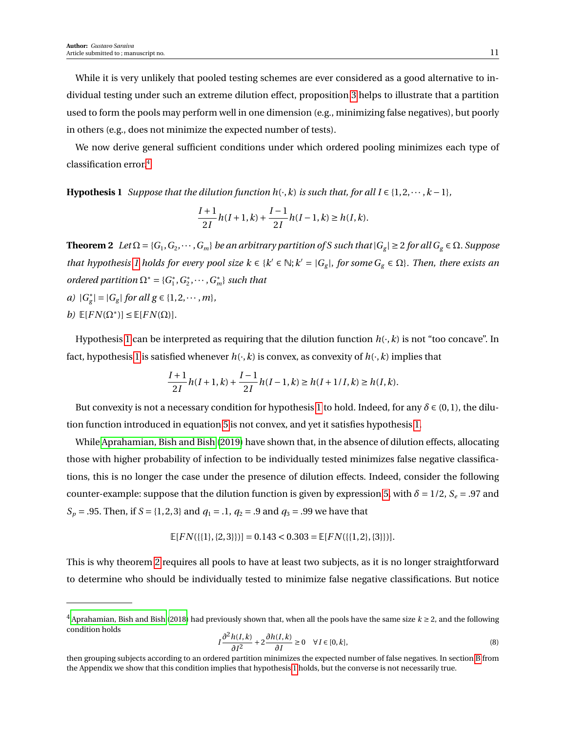While it is very unlikely that pooled testing schemes are ever considered as a good alternative to individual testing under such an extreme dilution effect, proposition 3 helps to illustrate that a partition used to form the pools may perform well in one dimension (e.g., minimizing false negatives), but poorly in others (e.g., does not minimize the expected number of tests).

We now derive general sufficient conditions under which ordered pooling minimizes each type of classification error.[4]

**Hypothesis 1** *Suppose that the dilution function $h(\cdot,k)$ is such that, for all $I \in \{1,2,\cdots,k-1\}$,*

$$\frac{I+1}{2I}h(I+1,k)+\frac{I-1}{2I}h(I-1,k) \geq h(I,k).$$

**Theorem 2** *Let $\Omega = \{G_1, G_2, \cdots, G_m\}$ be an arbitrary partition of $S$ such that $|G_g| \geq 2$ for all $G_g \in \Omega$. Suppose that hypothesis 1 holds for every pool size $k \in \{k' \in \mathbb{N}; k' = |G_g|$, for some $G_g \in \Omega\}$. Then, there exists an ordered partition $\Omega^* = \{G_1^*, G_2^*, \cdots, G_m^*\}$ such that*

*a) $|G_g^*| = |G_g|$ for all $g \in \{1,2,\cdots,m\}$,*

*b) $\mathbb{E}[FN(\Omega^*)] \leq \mathbb{E}[FN(\Omega)]$.*

Hypothesis 1 can be interpreted as requiring that the dilution function $h(\cdot,k)$ is not "too concave". In fact, hypothesis 1 is satisfied whenever $h(\cdot,k)$ is convex, as convexity of $h(\cdot,k)$ implies that

$$\frac{I+1}{2I}h(I+1,k)+\frac{I-1}{2I}h(I-1,k) \geq h(I+1/I,k) \geq h(I,k).$$

But convexity is not a necessary condition for hypothesis 1 to hold. Indeed, for any $\delta \in (0,1)$, the dilution function introduced in equation 5 is not convex, and yet it satisfies hypothesis 1.

While Aprahamian, Bish and Bish (2019) have shown that, in the absence of dilution effects, allocating those with higher probability of infection to be individually tested minimizes false negative classifications, this is no longer the case under the presence of dilution effects. Indeed, consider the following counter-example: suppose that the dilution function is given by expression 5, with $\delta = 1/2$, $S_e = .97$ and $S_p = .95$. Then, if $S = \{1,2,3\}$ and $q_1 = .1$, $q_2 = .9$ and $q_3 = .99$ we have that

$$\mathbb{E}[FN(\{\{1\},\{2,3\}\})] = 0.143 < 0.303 = \mathbb{E}[FN(\{\{1,2\},\{3\}\})].$$

This is why theorem 2 requires all pools to have at least two subjects, as it is no longer straightforward to determine who should be individually tested to minimize false negative classifications. But notice

---

[4] Aprahamian, Bish and Bish (2018) had previously shown that, when all the pools have the same size $k \geq 2$, and the following condition holds

$$I\frac{\partial^2 h(I,k)}{\partial I^2} + 2\frac{\partial h(I,k)}{\partial I} \geq 0 \quad \forall I \in [0,k], \tag{8}$$

then grouping subjects according to an ordered partition minimizes the expected number of false negatives. In section B from the Appendix we show that this condition implies that hypothesis 1 holds, but the converse is not necessarily true.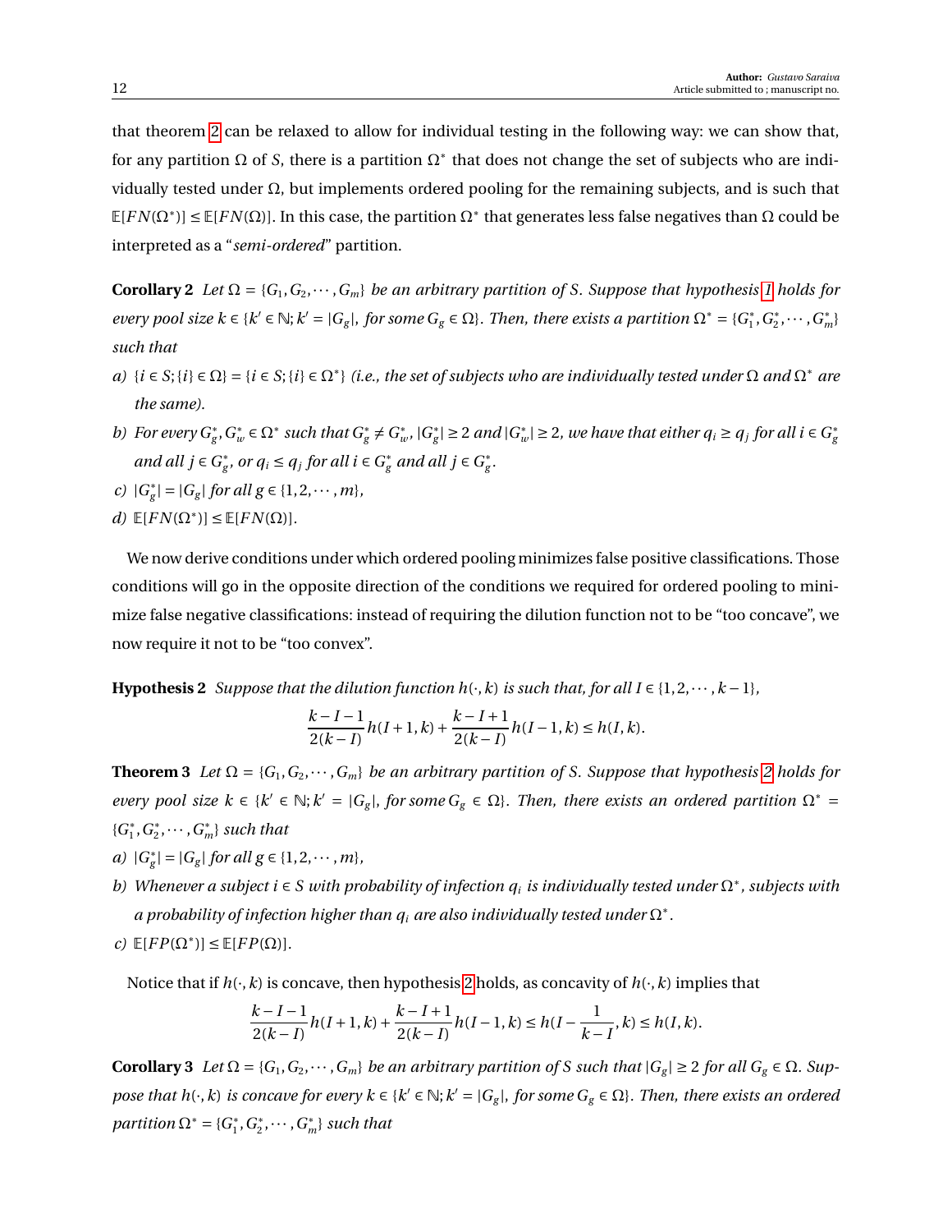that theorem 2 can be relaxed to allow for individual testing in the following way: we can show that, for any partition $\Omega$ of $S$, there is a partition $\Omega^*$ that does not change the set of subjects who are individually tested under $\Omega$, but implements ordered pooling for the remaining subjects, and is such that $\mathbb{E}[FN(\Omega^*)] \leq \mathbb{E}[FN(\Omega)]$. In this case, the partition $\Omega^*$ that generates less false negatives than $\Omega$ could be interpreted as a "*semi-ordered*" partition.

**Corollary 2** *Let $\Omega = \{G_1, G_2, \cdots, G_m\}$ be an arbitrary partition of $S$. Suppose that hypothesis 1 holds for every pool size $k \in \{k' \in \mathbb{N}; k' = |G_g|$, for some $G_g \in \Omega\}$. Then, there exists a partition $\Omega^* = \{G_1^*, G_2^*, \cdots, G_m^*\}$ such that*

*a) $\{i \in S; \{i\} \in \Omega\} = \{i \in S; \{i\} \in \Omega^*\}$ (i.e., the set of subjects who are individually tested under $\Omega$ and $\Omega^*$ are the same).*

*b) For every $G_g^*, G_w^* \in \Omega^*$ such that $G_g^* \neq G_w^*$, $|G_g^*| \geq 2$ and $|G_w^*| \geq 2$, we have that either $q_i \geq q_j$ for all $i \in G_g^*$ and all $j \in G_g^*$, or $q_i \leq q_j$ for all $i \in G_g^*$ and all $j \in G_g^*$.*

*c) $|G_g^*| = |G_g|$ for all $g \in \{1, 2, \cdots, m\}$,*

*d) $\mathbb{E}[FN(\Omega^*)] \leq \mathbb{E}[FN(\Omega)]$.*

We now derive conditions under which ordered pooling minimizes false positive classifications. Those conditions will go in the opposite direction of the conditions we required for ordered pooling to minimize false negative classifications: instead of requiring the dilution function not to be "too concave", we now require it not to be "too convex".

**Hypothesis 2** *Suppose that the dilution function $h(\cdot, k)$ is such that, for all $I \in \{1, 2, \cdots, k-1\}$,*

$$\frac{k-I-1}{2(k-I)} h(I+1, k) + \frac{k-I+1}{2(k-I)} h(I-1, k) \leq h(I, k).$$

**Theorem 3** *Let $\Omega = \{G_1, G_2, \cdots, G_m\}$ be an arbitrary partition of $S$. Suppose that hypothesis 2 holds for every pool size $k \in \{k' \in \mathbb{N}; k' = |G_g|$, for some $G_g \in \Omega\}$. Then, there exists an ordered partition $\Omega^* = \{G_1^*, G_2^*, \cdots, G_m^*\}$ such that*

*a) $|G_g^*| = |G_g|$ for all $g \in \{1, 2, \cdots, m\}$,*

*b) Whenever a subject $i \in S$ with probability of infection $q_i$ is individually tested under $\Omega^*$, subjects with a probability of infection higher than $q_i$ are also individually tested under $\Omega^*$.*

*c) $\mathbb{E}[FP(\Omega^*)] \leq \mathbb{E}[FP(\Omega)]$.*

Notice that if $h(\cdot, k)$ is concave, then hypothesis 2 holds, as concavity of $h(\cdot, k)$ implies that

$$\frac{k-I-1}{2(k-I)} h(I+1, k) + \frac{k-I+1}{2(k-I)} h(I-1, k) \leq h(I - \frac{1}{k-I}, k) \leq h(I, k).$$

**Corollary 3** *Let $\Omega = \{G_1, G_2, \cdots, G_m\}$ be an arbitrary partition of $S$ such that $|G_g| \geq 2$ for all $G_g \in \Omega$. Suppose that $h(\cdot, k)$ is concave for every $k \in \{k' \in \mathbb{N}; k' = |G_g|$, for some $G_g \in \Omega\}$. Then, there exists an ordered partition $\Omega^* = \{G_1^*, G_2^*, \cdots, G_m^*\}$ such that*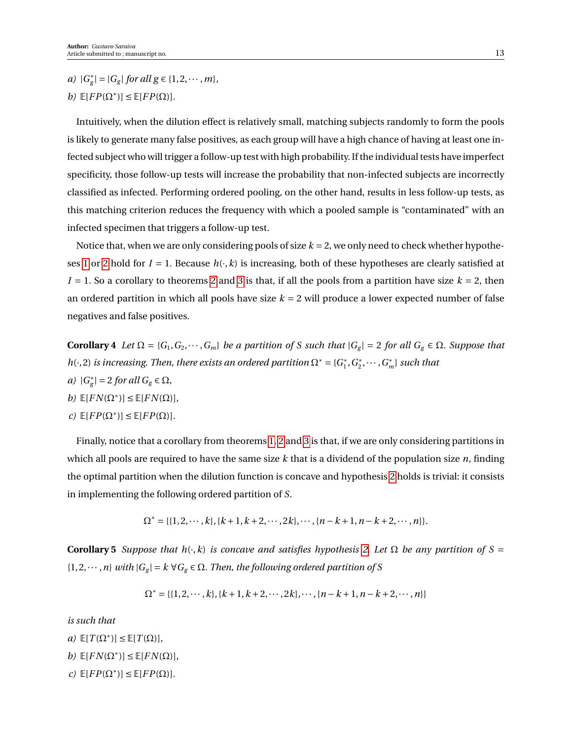*a)* $|G_g^*| = |G_g|$ *for all* $g \in \{1, 2, \cdots, m\}$,

*b)* $\mathbb{E}[FP(\Omega^*)] \leq \mathbb{E}[FP(\Omega)]$.

Intuitively, when the dilution effect is relatively small, matching subjects randomly to form the pools is likely to generate many false positives, as each group will have a high chance of having at least one infected subject who will trigger a follow-up test with high probability. If the individual tests have imperfect specificity, those follow-up tests will increase the probability that non-infected subjects are incorrectly classified as infected. Performing ordered pooling, on the other hand, results in less follow-up tests, as this matching criterion reduces the frequency with which a pooled sample is "contaminated" with an infected specimen that triggers a follow-up test.

Notice that, when we are only considering pools of size $k = 2$, we only need to check whether hypotheses 1 or 2 hold for $I = 1$. Because $h(\cdot, k)$ is increasing, both of these hypotheses are clearly satisfied at $I = 1$. So a corollary to theorems 2 and 3 is that, if all the pools from a partition have size $k = 2$, then an ordered partition in which all pools have size $k = 2$ will produce a lower expected number of false negatives and false positives.

**Corollary 4** *Let* $\Omega = \{G_1, G_2, \cdots, G_m\}$ *be a partition of* $S$ *such that* $|G_g| = 2$ *for all* $G_g \in \Omega$. *Suppose that* $h(\cdot, 2)$ *is increasing. Then, there exists an ordered partition* $\Omega^* = \{G_1^*, G_2^*, \cdots, G_m^*\}$ *such that*

*a)* $|G_g^*| = 2$ *for all* $G_g \in \Omega$,

*b)* $\mathbb{E}[FN(\Omega^*)] \leq \mathbb{E}[FN(\Omega)]$,

*c)* $\mathbb{E}[FP(\Omega^*)] \leq \mathbb{E}[FP(\Omega)]$.

Finally, notice that a corollary from theorems 1, 2 and 3 is that, if we are only considering partitions in which all pools are required to have the same size $k$ that is a dividend of the population size $n$, finding the optimal partition when the dilution function is concave and hypothesis 2 holds is trivial: it consists in implementing the following ordered partition of $S$.

$$\Omega^* = \{\{1, 2, \cdots, k\}, \{k+1, k+2, \cdots, 2k\}, \cdots, \{n-k+1, n-k+2, \cdots, n\}\}.$$

**Corollary 5** *Suppose that* $h(\cdot, k)$ *is concave and satisfies hypothesis 2. Let* $\Omega$ *be any partition of* $S = \{1, 2, \cdots, n\}$ *with* $|G_g| = k \; \forall G_g \in \Omega$. *Then, the following ordered partition of* $S$

$$\Omega^* = \{\{1, 2, \cdots, k\}, \{k+1, k+2, \cdots, 2k\}, \cdots, \{n-k+1, n-k+2, \cdots, n\}\}$$

*is such that*

*a)* $\mathbb{E}[T(\Omega^*)] \leq \mathbb{E}[T(\Omega)]$,

*b)* $\mathbb{E}[FN(\Omega^*)] \leq \mathbb{E}[FN(\Omega)]$,

*c)* $\mathbb{E}[FP(\Omega^*)] \leq \mathbb{E}[FP(\Omega)]$.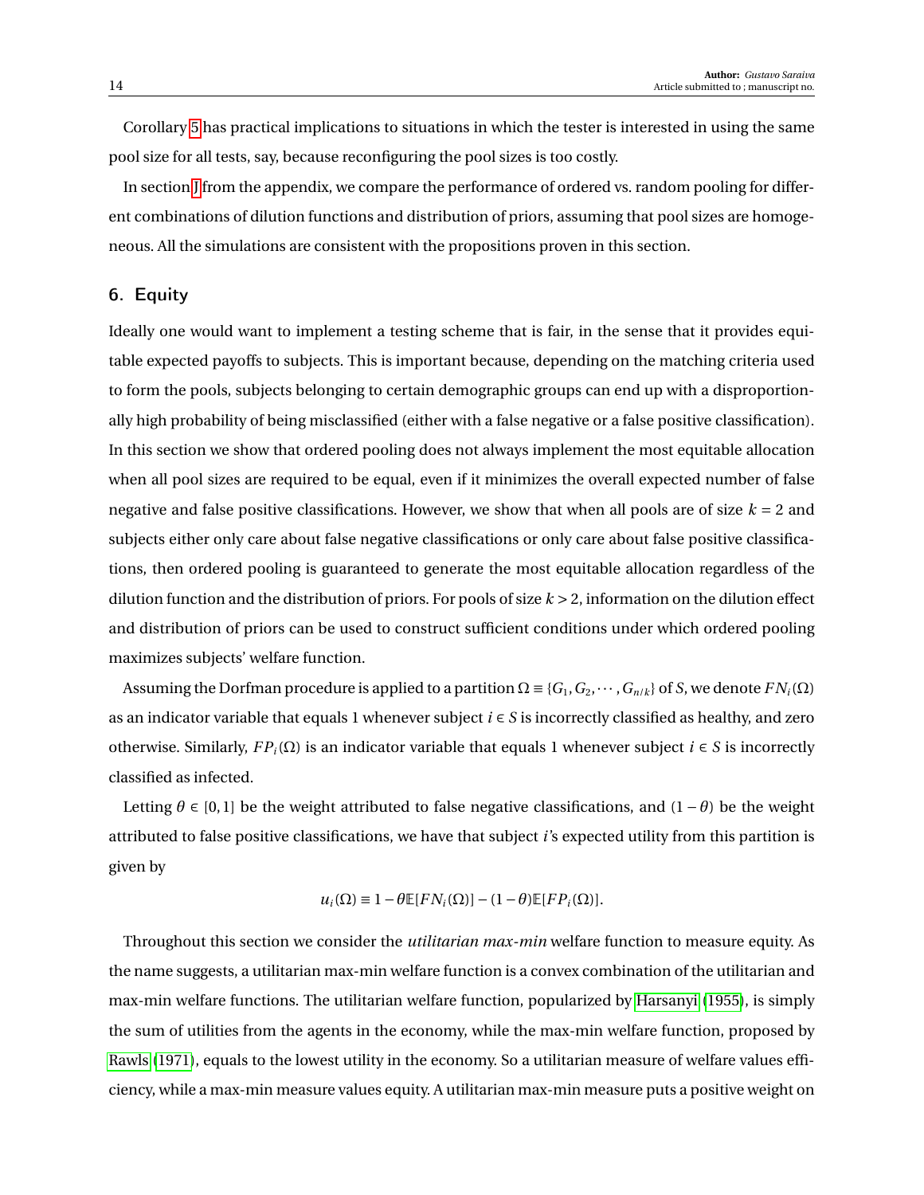Corollary 5 has practical implications to situations in which the tester is interested in using the same pool size for all tests, say, because reconfiguring the pool sizes is too costly.

In section J from the appendix, we compare the performance of ordered vs. random pooling for different combinations of dilution functions and distribution of priors, assuming that pool sizes are homogeneous. All the simulations are consistent with the propositions proven in this section.

## 6. Equity

Ideally one would want to implement a testing scheme that is fair, in the sense that it provides equitable expected payoffs to subjects. This is important because, depending on the matching criteria used to form the pools, subjects belonging to certain demographic groups can end up with a disproportionally high probability of being misclassified (either with a false negative or a false positive classification). In this section we show that ordered pooling does not always implement the most equitable allocation when all pool sizes are required to be equal, even if it minimizes the overall expected number of false negative and false positive classifications. However, we show that when all pools are of size $k = 2$ and subjects either only care about false negative classifications or only care about false positive classifications, then ordered pooling is guaranteed to generate the most equitable allocation regardless of the dilution function and the distribution of priors. For pools of size $k > 2$, information on the dilution effect and distribution of priors can be used to construct sufficient conditions under which ordered pooling maximizes subjects' welfare function.

Assuming the Dorfman procedure is applied to a partition $\Omega \equiv \{G_1, G_2, \cdots, G_{n/k}\}$ of $S$, we denote $FN_i(\Omega)$ as an indicator variable that equals 1 whenever subject $i \in S$ is incorrectly classified as healthy, and zero otherwise. Similarly, $FP_i(\Omega)$ is an indicator variable that equals 1 whenever subject $i \in S$ is incorrectly classified as infected.

Letting $\theta \in [0,1]$ be the weight attributed to false negative classifications, and $(1-\theta)$ be the weight attributed to false positive classifications, we have that subject $i$'s expected utility from this partition is given by

$$u_i(\Omega) \equiv 1 - \theta \mathbb{E}[FN_i(\Omega)] - (1-\theta)\mathbb{E}[FP_i(\Omega)].$$

Throughout this section we consider the *utilitarian max-min* welfare function to measure equity. As the name suggests, a utilitarian max-min welfare function is a convex combination of the utilitarian and max-min welfare functions. The utilitarian welfare function, popularized by Harsanyi (1955), is simply the sum of utilities from the agents in the economy, while the max-min welfare function, proposed by Rawls (1971), equals to the lowest utility in the economy. So a utilitarian measure of welfare values efficiency, while a max-min measure values equity. A utilitarian max-min measure puts a positive weight on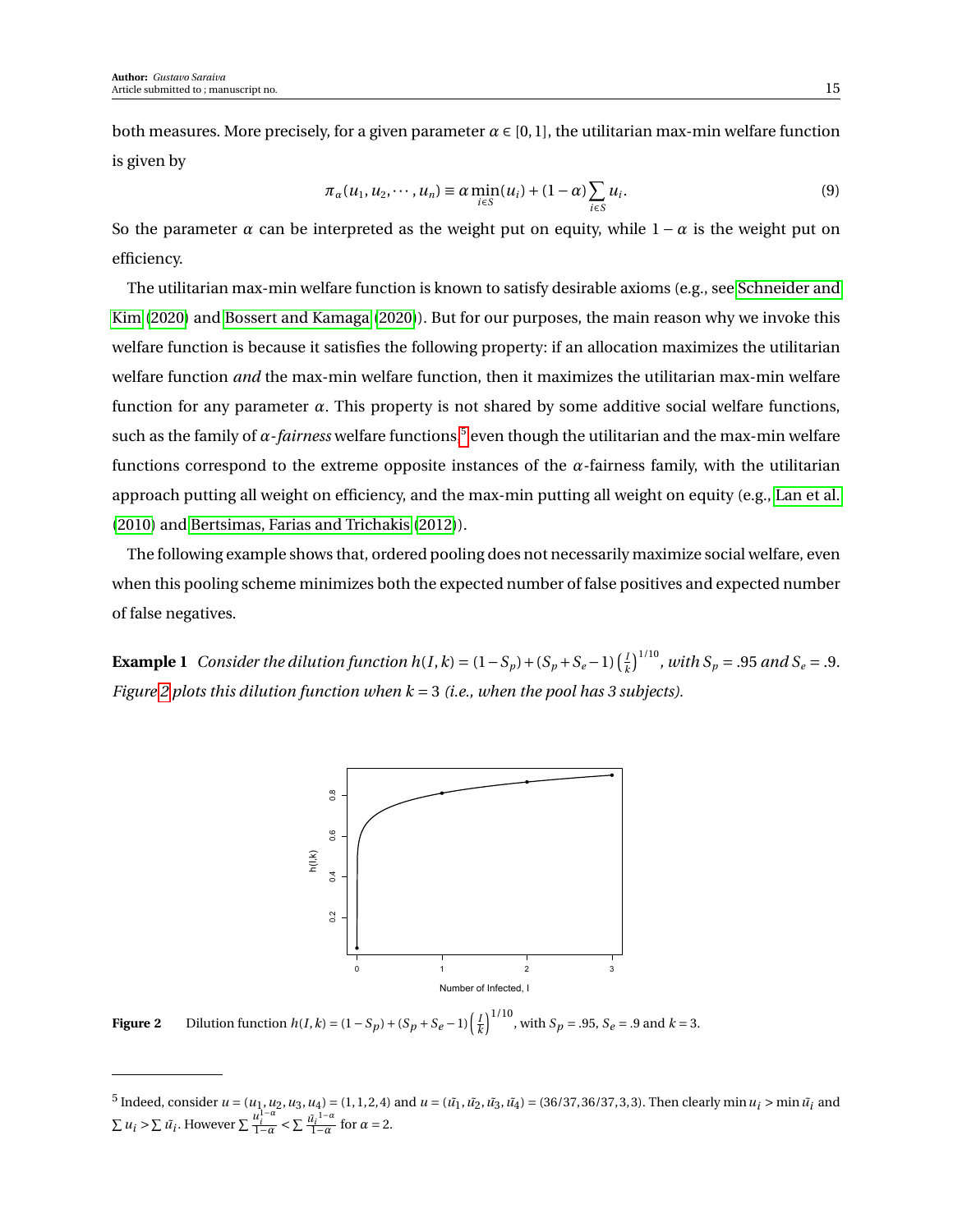both measures. More precisely, for a given parameter $\alpha \in [0,1]$, the utilitarian max-min welfare function is given by

$$\pi_\alpha(u_1, u_2, \cdots, u_n) \equiv \alpha \min_{i \in S}(u_i) + (1-\alpha)\sum_{i \in S} u_i. \tag{9}$$

So the parameter $\alpha$ can be interpreted as the weight put on equity, while $1-\alpha$ is the weight put on efficiency.

The utilitarian max-min welfare function is known to satisfy desirable axioms (e.g., see Schneider and Kim (2020) and Bossert and Kamaga (2020)). But for our purposes, the main reason why we invoke this welfare function is because it satisfies the following property: if an allocation maximizes the utilitarian welfare function *and* the max-min welfare function, then it maximizes the utilitarian max-min welfare function for any parameter $\alpha$. This property is not shared by some additive social welfare functions, such as the family of $\alpha$-*fairness* welfare functions[5] even though the utilitarian and the max-min welfare functions correspond to the extreme opposite instances of the $\alpha$-fairness family, with the utilitarian approach putting all weight on efficiency, and the max-min putting all weight on equity (e.g., Lan et al. (2010) and Bertsimas, Farias and Trichakis (2012)).

The following example shows that, ordered pooling does not necessarily maximize social welfare, even when this pooling scheme minimizes both the expected number of false positives and expected number of false negatives.

**Example 1** *Consider the dilution function* $h(I,k) = (1-S_p) + (S_p + S_e - 1)\left(\frac{I}{k}\right)^{1/10}$, *with* $S_p = .95$ *and* $S_e = .9$. *Figure 2 plots this dilution function when* $k = 3$ *(i.e., when the pool has 3 subjects).*

**Figure 2** Dilution function $h(I,k) = (1-S_p) + (S_p + S_e - 1)\left(\frac{I}{k}\right)^{1/10}$, with $S_p = .95$, $S_e = .9$ and $k = 3$.

[5] Indeed, consider $u = (u_1, u_2, u_3, u_4) = (1,1,2,4)$ and $u = (\tilde{u}_1, \tilde{u}_2, \tilde{u}_3, \tilde{u}_4) = (36/37, 36/37, 3, 3)$. Then clearly $\min u_i > \min \tilde{u}_i$ and $\sum u_i > \sum \tilde{u}_i$. However $\sum \frac{u_i^{1-\alpha}}{1-\alpha} < \sum \frac{\tilde{u}_i^{1-\alpha}}{1-\alpha}$ for $\alpha = 2$.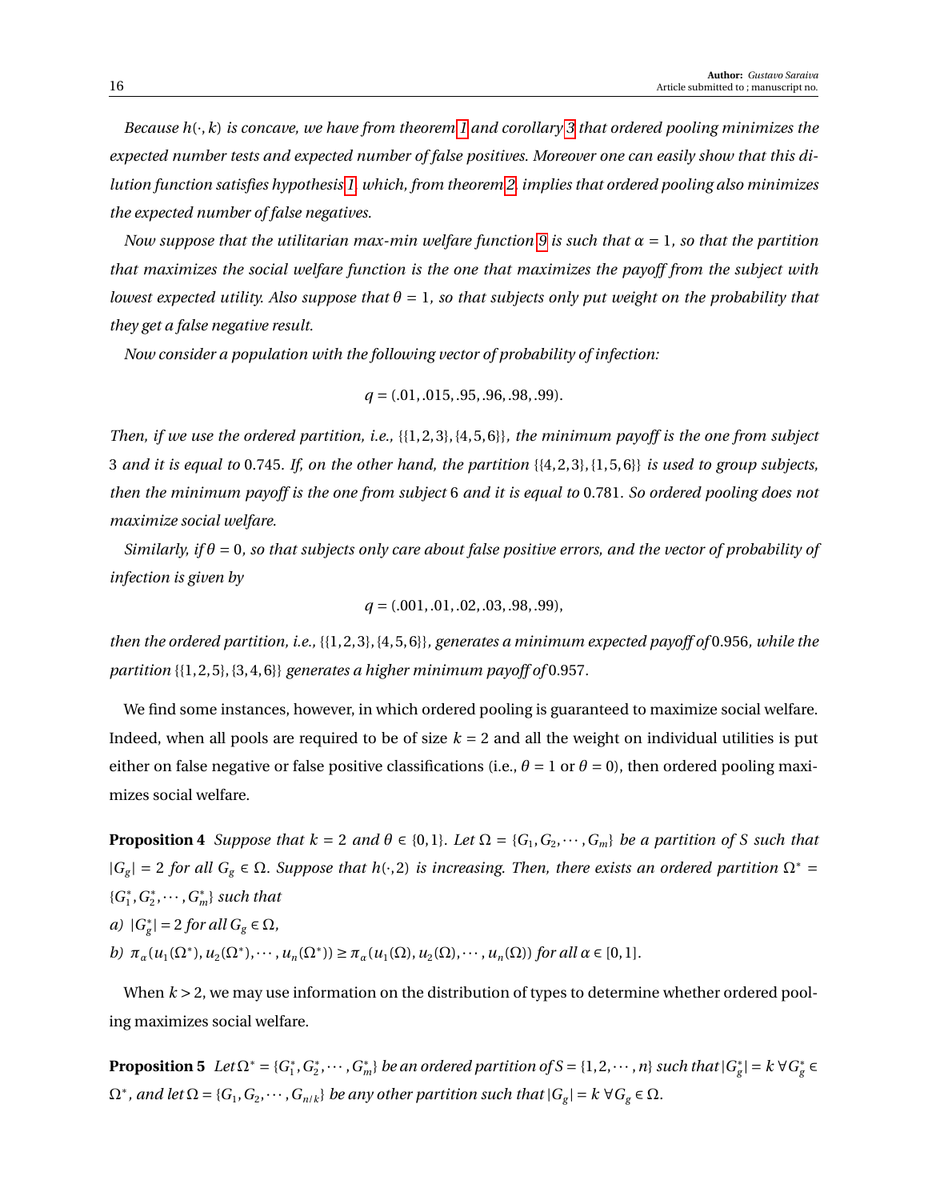*Because $h(\cdot, k)$ is concave, we have from theorem 1 and corollary 3 that ordered pooling minimizes the expected number tests and expected number of false positives. Moreover one can easily show that this dilution function satisfies hypothesis 1, which, from theorem 2, implies that ordered pooling also minimizes the expected number of false negatives.*

*Now suppose that the utilitarian max-min welfare function 9 is such that $\alpha = 1$, so that the partition that maximizes the social welfare function is the one that maximizes the payoff from the subject with lowest expected utility. Also suppose that $\theta = 1$, so that subjects only put weight on the probability that they get a false negative result.*

*Now consider a population with the following vector of probability of infection:*

$$q = (.01, .015, .95, .96, .98, .99).$$

*Then, if we use the ordered partition, i.e., $\{\{1,2,3\},\{4,5,6\}\}$, the minimum payoff is the one from subject 3 and it is equal to 0.745. If, on the other hand, the partition $\{\{4,2,3\},\{1,5,6\}\}$ is used to group subjects, then the minimum payoff is the one from subject 6 and it is equal to 0.781. So ordered pooling does not maximize social welfare.*

*Similarly, if $\theta = 0$, so that subjects only care about false positive errors, and the vector of probability of infection is given by*

$$q = (.001, .01, .02, .03, .98, .99),$$

*then the ordered partition, i.e., $\{\{1,2,3\},\{4,5,6\}\}$, generates a minimum expected payoff of 0.956, while the partition $\{\{1,2,5\},\{3,4,6\}\}$ generates a higher minimum payoff of 0.957.*

We find some instances, however, in which ordered pooling is guaranteed to maximize social welfare. Indeed, when all pools are required to be of size $k = 2$ and all the weight on individual utilities is put either on false negative or false positive classifications (i.e., $\theta = 1$ or $\theta = 0$), then ordered pooling maximizes social welfare.

**Proposition 4** *Suppose that $k = 2$ and $\theta \in \{0,1\}$. Let $\Omega = \{G_1, G_2, \cdots, G_m\}$ be a partition of $S$ such that $|G_g| = 2$ for all $G_g \in \Omega$. Suppose that $h(\cdot, 2)$ is increasing. Then, there exists an ordered partition $\Omega^* = \{G_1^*, G_2^*, \cdots, G_m^*\}$ such that*
*a) $|G_g^*| = 2$ for all $G_g \in \Omega$,*
*b) $\pi_\alpha(u_1(\Omega^*), u_2(\Omega^*), \cdots, u_n(\Omega^*)) \geq \pi_\alpha(u_1(\Omega), u_2(\Omega), \cdots, u_n(\Omega))$ for all $\alpha \in [0,1]$.*

When $k > 2$, we may use information on the distribution of types to determine whether ordered pooling maximizes social welfare.

**Proposition 5** *Let $\Omega^* = \{G_1^*, G_2^*, \cdots, G_m^*\}$ be an ordered partition of $S = \{1, 2, \cdots, n\}$ such that $|G_g^*| = k \; \forall G_g^* \in \Omega^*$, and let $\Omega = \{G_1, G_2, \cdots, G_{n/k}\}$ be any other partition such that $|G_g| = k \; \forall G_g \in \Omega$.*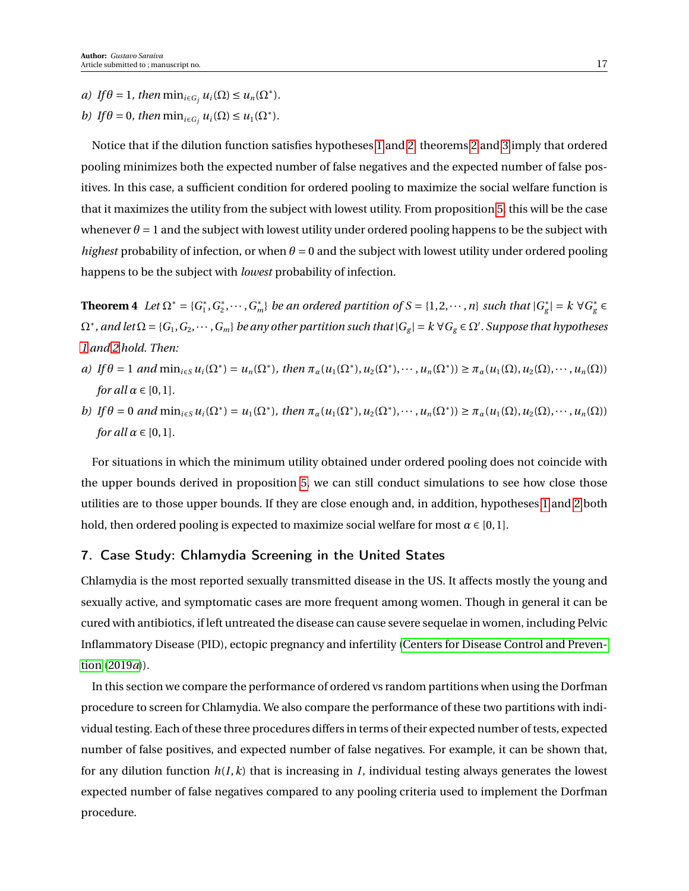a) If $\theta = 1$, then $\min_{i \in G_j} u_i(\Omega) \leq u_n(\Omega^*)$.

b) If $\theta = 0$, then $\min_{i \in G_j} u_i(\Omega) \leq u_1(\Omega^*)$.

Notice that if the dilution function satisfies hypotheses 1 and 2, theorems 2 and 3 imply that ordered pooling minimizes both the expected number of false negatives and the expected number of false positives. In this case, a sufficient condition for ordered pooling to maximize the social welfare function is that it maximizes the utility from the subject with lowest utility. From proposition 5, this will be the case whenever $\theta = 1$ and the subject with lowest utility under ordered pooling happens to be the subject with *highest* probability of infection, or when $\theta = 0$ and the subject with lowest utility under ordered pooling happens to be the subject with *lowest* probability of infection.

**Theorem 4** *Let $\Omega^* = \{G_1^*, G_2^*, \cdots, G_m^*\}$ be an ordered partition of $S = \{1, 2, \cdots, n\}$ such that $|G_g^*| = k \; \forall G_g^* \in \Omega^*$, and let $\Omega = \{G_1, G_2, \cdots, G_m\}$ be any other partition such that $|G_g| = k \; \forall G_g \in \Omega'$. Suppose that hypotheses 1 and 2 hold. Then:*

a) *If $\theta = 1$ and $\min_{i \in S} u_i(\Omega^*) = u_n(\Omega^*)$, then $\pi_\alpha(u_1(\Omega^*), u_2(\Omega^*), \cdots, u_n(\Omega^*)) \geq \pi_\alpha(u_1(\Omega), u_2(\Omega), \cdots, u_n(\Omega))$ for all $\alpha \in [0, 1]$.*

b) *If $\theta = 0$ and $\min_{i \in S} u_i(\Omega^*) = u_1(\Omega^*)$, then $\pi_\alpha(u_1(\Omega^*), u_2(\Omega^*), \cdots, u_n(\Omega^*)) \geq \pi_\alpha(u_1(\Omega), u_2(\Omega), \cdots, u_n(\Omega))$ for all $\alpha \in [0, 1]$.*

For situations in which the minimum utility obtained under ordered pooling does not coincide with the upper bounds derived in proposition 5, we can still conduct simulations to see how close those utilities are to those upper bounds. If they are close enough and, in addition, hypotheses 1 and 2 both hold, then ordered pooling is expected to maximize social welfare for most $\alpha \in [0, 1]$.

## 7. Case Study: Chlamydia Screening in the United States

Chlamydia is the most reported sexually transmitted disease in the US. It affects mostly the young and sexually active, and symptomatic cases are more frequent among women. Though in general it can be cured with antibiotics, if left untreated the disease can cause severe sequelae in women, including Pelvic Inflammatory Disease (PID), ectopic pregnancy and infertility (Centers for Disease Control and Prevention (2019*a*)).

In this section we compare the performance of ordered vs random partitions when using the Dorfman procedure to screen for Chlamydia. We also compare the performance of these two partitions with individual testing. Each of these three procedures differs in terms of their expected number of tests, expected number of false positives, and expected number of false negatives. For example, it can be shown that, for any dilution function $h(I, k)$ that is increasing in $I$, individual testing always generates the lowest expected number of false negatives compared to any pooling criteria used to implement the Dorfman procedure.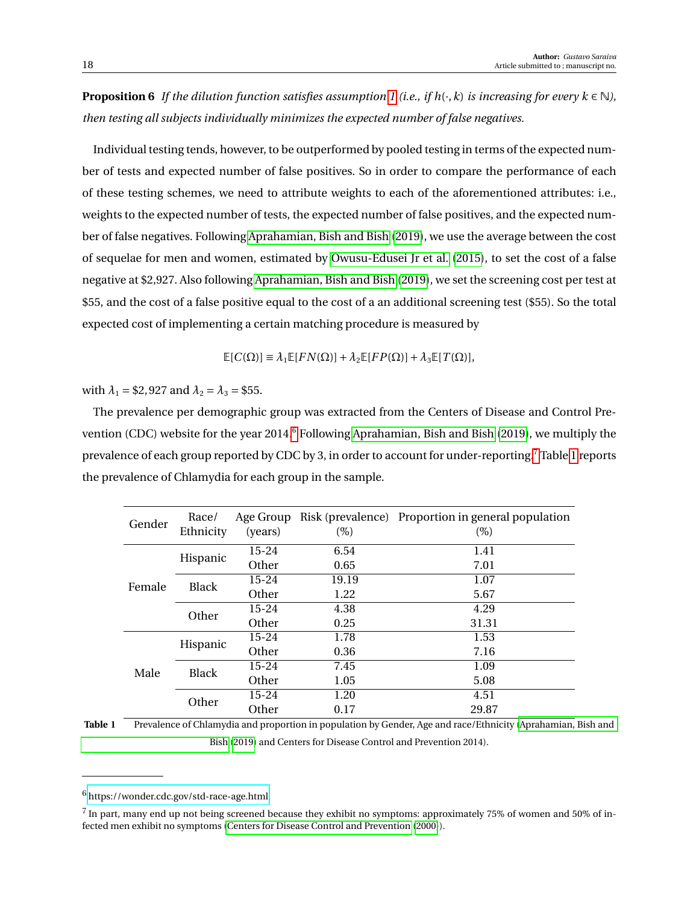**Proposition 6** *If the dilution function satisfies assumption 1 (i.e., if $h(\cdot, k)$ is increasing for every $k \in \mathbb{N}$), then testing all subjects individually minimizes the expected number of false negatives.*

Individual testing tends, however, to be outperformed by pooled testing in terms of the expected number of tests and expected number of false positives. So in order to compare the performance of each of these testing schemes, we need to attribute weights to each of the aforementioned attributes: i.e., weights to the expected number of tests, the expected number of false positives, and the expected number of false negatives. Following Aprahamian, Bish and Bish (2019), we use the average between the cost of sequelae for men and women, estimated by Owusu-Edusei Jr et al. (2015), to set the cost of a false negative at \$2,927. Also following Aprahamian, Bish and Bish (2019), we set the screening cost per test at \$55, and the cost of a false positive equal to the cost of a an additional screening test (\$55). So the total expected cost of implementing a certain matching procedure is measured by

$$\mathbb{E}[C(\Omega)] \equiv \lambda_1 \mathbb{E}[FN(\Omega)] + \lambda_2 \mathbb{E}[FP(\Omega)] + \lambda_3 \mathbb{E}[T(\Omega)],$$

with $\lambda_1 = \$2,927$ and $\lambda_2 = \lambda_3 = \$55$.

The prevalence per demographic group was extracted from the Centers of Disease and Control Prevention (CDC) website for the year 2014.[6] Following Aprahamian, Bish and Bish (2019), we multiply the prevalence of each group reported by CDC by 3, in order to account for under-reporting.[7] Table 1 reports the prevalence of Chlamydia for each group in the sample.

| Gender | Race/ Ethnicity | Age Group (years) | Risk (prevalence) (%) | Proportion in general population (%) |
|---|---|---|---|---|
| Female | Hispanic | 15-24 | 6.54 | 1.41 |
| | | Other | 0.65 | 7.01 |
| | Black | 15-24 | 19.19 | 1.07 |
| | | Other | 1.22 | 5.67 |
| | Other | 15-24 | 4.38 | 4.29 |
| | | Other | 0.25 | 31.31 |
| Male | Hispanic | 15-24 | 1.78 | 1.53 |
| | | Other | 0.36 | 7.16 |
| | Black | 15-24 | 7.45 | 1.09 |
| | | Other | 1.05 | 5.08 |
| | Other | 15-24 | 1.20 | 4.51 |
| | | Other | 0.17 | 29.87 |

**Table 1** Prevalence of Chlamydia and proportion in population by Gender, Age and race/Ethnicity (Aprahamian, Bish and Bish (2019) and Centers for Disease Control and Prevention 2014).

[6] https://wonder.cdc.gov/std-race-age.html

[7] In part, many end up not being screened because they exhibit no symptoms: approximately 75% of women and 50% of infected men exhibit no symptoms (Centers for Disease Control and Prevention (2000)).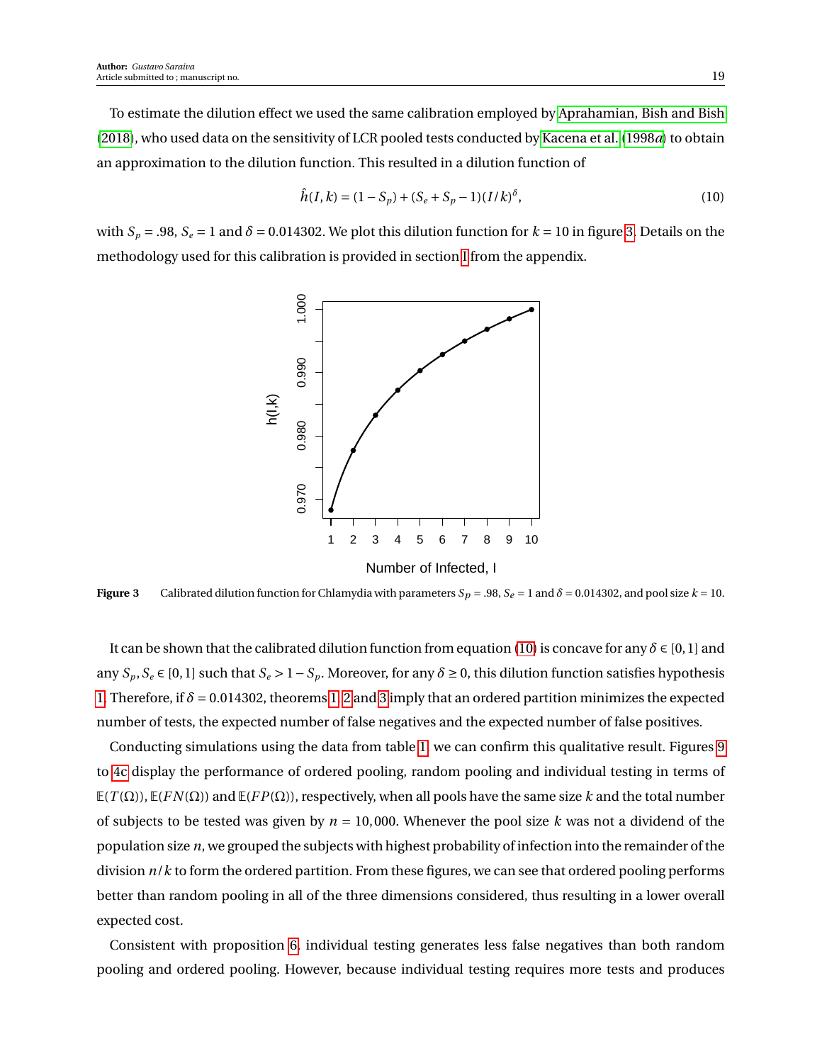To estimate the dilution effect we used the same calibration employed by Aprahamian, Bish and Bish (2018), who used data on the sensitivity of LCR pooled tests conducted by Kacena et al. (1998*a*) to obtain an approximation to the dilution function. This resulted in a dilution function of

$$\hat{h}(I,k) = (1 - S_p) + (S_e + S_p - 1)(I/k)^{\delta}, \tag{10}$$

with $S_p = .98$, $S_e = 1$ and $\delta = 0.014302$. We plot this dilution function for $k = 10$ in figure 3. Details on the methodology used for this calibration is provided in section I from the appendix.

**Figure 3** Calibrated dilution function for Chlamydia with parameters $S_p = .98$, $S_e = 1$ and $\delta = 0.014302$, and pool size $k = 10$.

It can be shown that the calibrated dilution function from equation (10) is concave for any $\delta \in [0,1]$ and any $S_p, S_e \in [0,1]$ such that $S_e > 1 - S_p$. Moreover, for any $\delta \geq 0$, this dilution function satisfies hypothesis 1. Therefore, if $\delta = 0.014302$, theorems 1, 2 and 3 imply that an ordered partition minimizes the expected number of tests, the expected number of false negatives and the expected number of false positives.

Conducting simulations using the data from table 1, we can confirm this qualitative result. Figures 9 to 4c display the performance of ordered pooling, random pooling and individual testing in terms of $\mathbb{E}(T(\Omega))$, $\mathbb{E}(FN(\Omega))$ and $\mathbb{E}(FP(\Omega))$, respectively, when all pools have the same size $k$ and the total number of subjects to be tested was given by $n = 10{,}000$. Whenever the pool size $k$ was not a dividend of the population size $n$, we grouped the subjects with highest probability of infection into the remainder of the division $n/k$ to form the ordered partition. From these figures, we can see that ordered pooling performs better than random pooling in all of the three dimensions considered, thus resulting in a lower overall expected cost.

Consistent with proposition 6, individual testing generates less false negatives than both random pooling and ordered pooling. However, because individual testing requires more tests and produces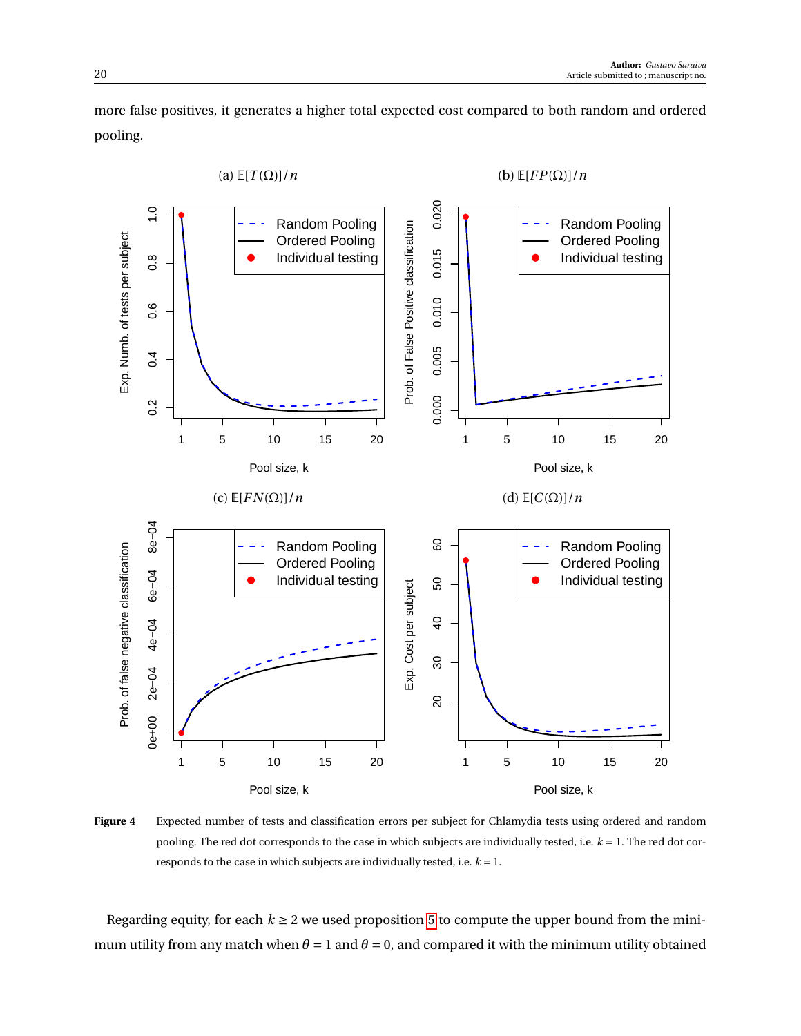more false positives, it generates a higher total expected cost compared to both random and ordered pooling.

(a) $\mathbb{E}[T(\Omega)]/n$

(b) $\mathbb{E}[FP(\Omega)]/n$

(c) $\mathbb{E}[FN(\Omega)]/n$

(d) $\mathbb{E}[C(\Omega)]/n$

**Figure 4** Expected number of tests and classification errors per subject for Chlamydia tests using ordered and random pooling. The red dot corresponds to the case in which subjects are individually tested, i.e. $k = 1$. The red dot corresponds to the case in which subjects are individually tested, i.e. $k = 1$.

Regarding equity, for each $k \geq 2$ we used proposition 5 to compute the upper bound from the minimum utility from any match when $\theta = 1$ and $\theta = 0$, and compared it with the minimum utility obtained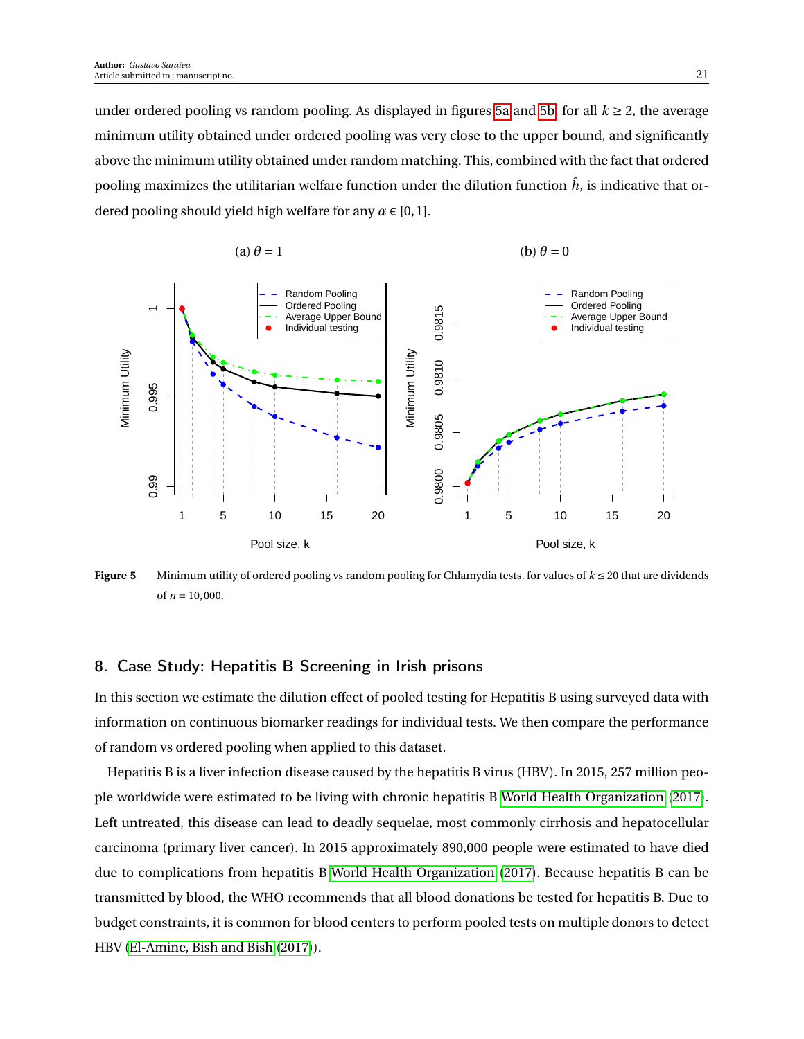under ordered pooling vs random pooling. As displayed in figures 5a and 5b, for all $k \geq 2$, the average minimum utility obtained under ordered pooling was very close to the upper bound, and significantly above the minimum utility obtained under random matching. This, combined with the fact that ordered pooling maximizes the utilitarian welfare function under the dilution function $\hat{h}$, is indicative that ordered pooling should yield high welfare for any $\alpha \in [0,1]$.

**Figure 5** Minimum utility of ordered pooling vs random pooling for Chlamydia tests, for values of $k \leq 20$ that are dividends of $n = 10{,}000$.

## 8. Case Study: Hepatitis B Screening in Irish prisons

In this section we estimate the dilution effect of pooled testing for Hepatitis B using surveyed data with information on continuous biomarker readings for individual tests. We then compare the performance of random vs ordered pooling when applied to this dataset.

Hepatitis B is a liver infection disease caused by the hepatitis B virus (HBV). In 2015, 257 million people worldwide were estimated to be living with chronic hepatitis B World Health Organization (2017). Left untreated, this disease can lead to deadly sequelae, most commonly cirrhosis and hepatocellular carcinoma (primary liver cancer). In 2015 approximately 890,000 people were estimated to have died due to complications from hepatitis B World Health Organization (2017). Because hepatitis B can be transmitted by blood, the WHO recommends that all blood donations be tested for hepatitis B. Due to budget constraints, it is common for blood centers to perform pooled tests on multiple donors to detect HBV (El-Amine, Bish and Bish (2017)).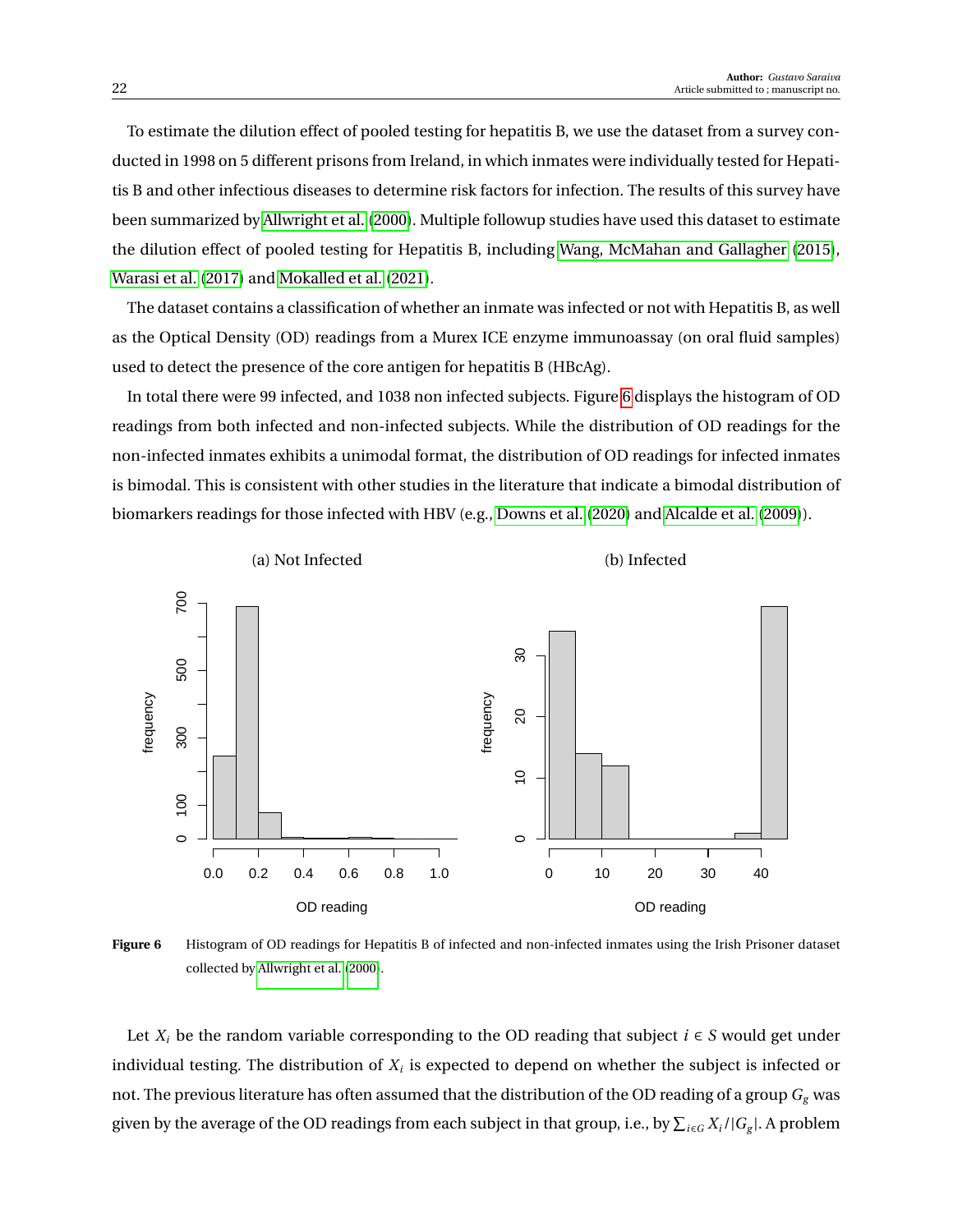To estimate the dilution effect of pooled testing for hepatitis B, we use the dataset from a survey conducted in 1998 on 5 different prisons from Ireland, in which inmates were individually tested for Hepatitis B and other infectious diseases to determine risk factors for infection. The results of this survey have been summarized by Allwright et al. (2000). Multiple followup studies have used this dataset to estimate the dilution effect of pooled testing for Hepatitis B, including Wang, McMahan and Gallagher (2015), Warasi et al. (2017) and Mokalled et al. (2021).

The dataset contains a classification of whether an inmate was infected or not with Hepatitis B, as well as the Optical Density (OD) readings from a Murex ICE enzyme immunoassay (on oral fluid samples) used to detect the presence of the core antigen for hepatitis B (HBcAg).

In total there were 99 infected, and 1038 non infected subjects. Figure 6 displays the histogram of OD readings from both infected and non-infected subjects. While the distribution of OD readings for the non-infected inmates exhibits a unimodal format, the distribution of OD readings for infected inmates is bimodal. This is consistent with other studies in the literature that indicate a bimodal distribution of biomarkers readings for those infected with HBV (e.g., Downs et al. (2020) and Alcalde et al. (2009)).

**Figure 6** Histogram of OD readings for Hepatitis B of infected and non-infected inmates using the Irish Prisoner dataset collected by Allwright et al. (2000).

Let $X_i$ be the random variable corresponding to the OD reading that subject $i \in S$ would get under individual testing. The distribution of $X_i$ is expected to depend on whether the subject is infected or not. The previous literature has often assumed that the distribution of the OD reading of a group $G_g$ was given by the average of the OD readings from each subject in that group, i.e., by $\sum_{i \in G} X_i / |G_g|$. A problem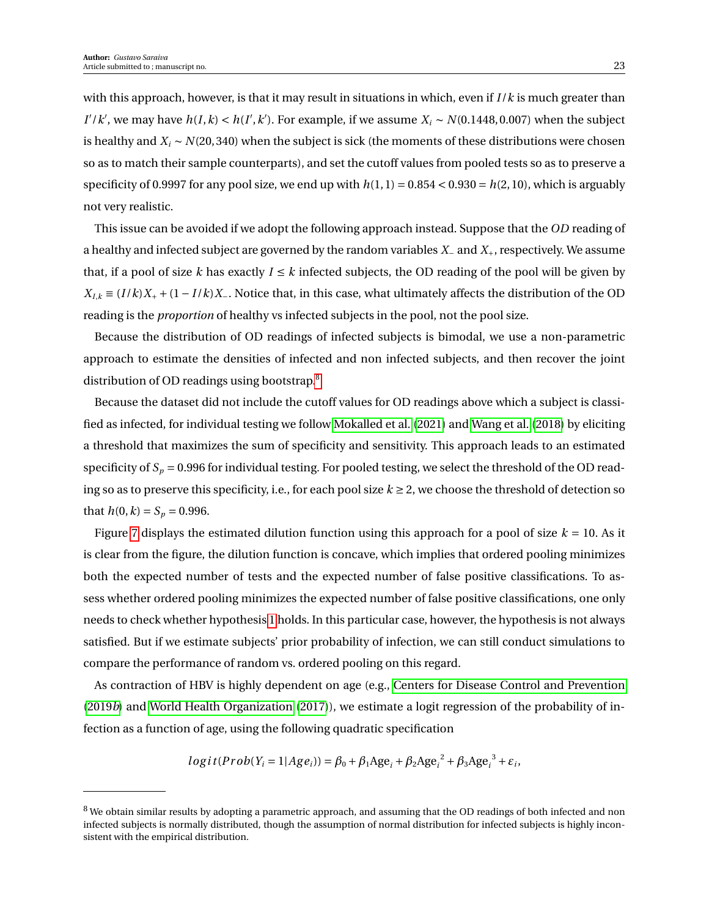with this approach, however, is that it may result in situations in which, even if $I/k$ is much greater than $I'/k'$, we may have $h(I,k) < h(I',k')$. For example, if we assume $X_i \sim N(0.1448, 0.007)$ when the subject is healthy and $X_i \sim N(20, 340)$ when the subject is sick (the moments of these distributions were chosen so as to match their sample counterparts), and set the cutoff values from pooled tests so as to preserve a specificity of 0.9997 for any pool size, we end up with $h(1,1) = 0.854 < 0.930 = h(2,10)$, which is arguably not very realistic.

This issue can be avoided if we adopt the following approach instead. Suppose that the *OD* reading of a healthy and infected subject are governed by the random variables $X_-$ and $X_+$, respectively. We assume that, if a pool of size $k$ has exactly $I \leq k$ infected subjects, the OD reading of the pool will be given by $X_{I,k} \equiv (I/k)X_+ + (1 - I/k)X_-$. Notice that, in this case, what ultimately affects the distribution of the OD reading is the *proportion* of healthy vs infected subjects in the pool, not the pool size.

Because the distribution of OD readings of infected subjects is bimodal, we use a non-parametric approach to estimate the densities of infected and non infected subjects, and then recover the joint distribution of OD readings using bootstrap.[8]

Because the dataset did not include the cutoff values for OD readings above which a subject is classified as infected, for individual testing we follow Mokalled et al. (2021) and Wang et al. (2018) by eliciting a threshold that maximizes the sum of specificity and sensitivity. This approach leads to an estimated specificity of $S_p = 0.996$ for individual testing. For pooled testing, we select the threshold of the OD reading so as to preserve this specificity, i.e., for each pool size $k \geq 2$, we choose the threshold of detection so that $h(0,k) = S_p = 0.996$.

Figure 7 displays the estimated dilution function using this approach for a pool of size $k = 10$. As it is clear from the figure, the dilution function is concave, which implies that ordered pooling minimizes both the expected number of tests and the expected number of false positive classifications. To assess whether ordered pooling minimizes the expected number of false positive classifications, one only needs to check whether hypothesis 1 holds. In this particular case, however, the hypothesis is not always satisfied. But if we estimate subjects' prior probability of infection, we can still conduct simulations to compare the performance of random vs. ordered pooling on this regard.

As contraction of HBV is highly dependent on age (e.g., Centers for Disease Control and Prevention (2019*b*) and World Health Organization (2017)), we estimate a logit regression of the probability of infection as a function of age, using the following quadratic specification

$$logit(Prob(Y_i = 1|Age_i)) = \beta_0 + \beta_1 \text{Age}_i + \beta_2 \text{Age}_i^{\,2} + \beta_3 \text{Age}_i^{\,3} + \varepsilon_i,$$

[8] We obtain similar results by adopting a parametric approach, and assuming that the OD readings of both infected and non infected subjects is normally distributed, though the assumption of normal distribution for infected subjects is highly inconsistent with the empirical distribution.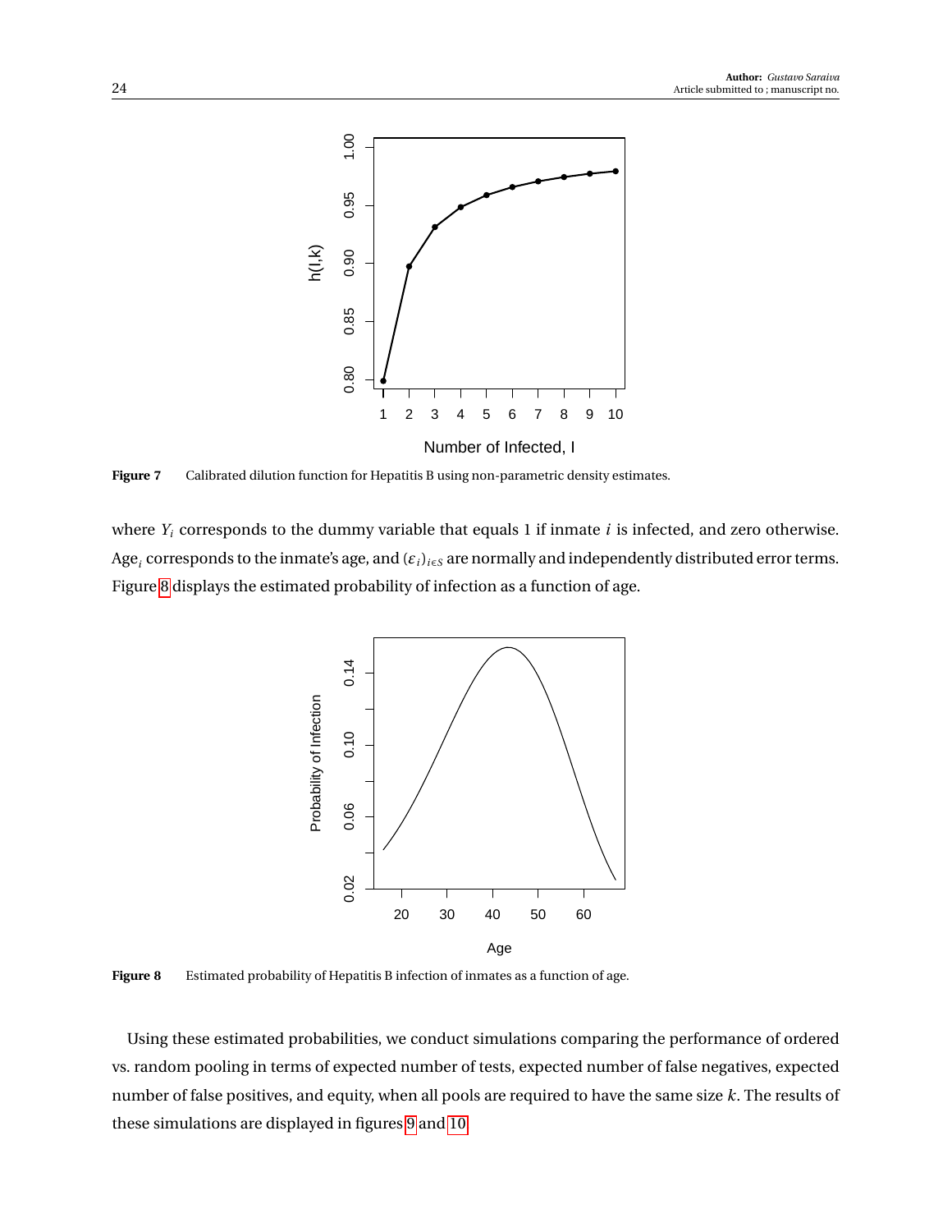Figure 7 Calibrated dilution function for Hepatitis B using non-parametric density estimates.

where $Y_i$ corresponds to the dummy variable that equals 1 if inmate $i$ is infected, and zero otherwise. $\text{Age}_i$ corresponds to the inmate's age, and $(\varepsilon_i)_{i \in S}$ are normally and independently distributed error terms. Figure 8 displays the estimated probability of infection as a function of age.

Figure 8 Estimated probability of Hepatitis B infection of inmates as a function of age.

Using these estimated probabilities, we conduct simulations comparing the performance of ordered vs. random pooling in terms of expected number of tests, expected number of false negatives, expected number of false positives, and equity, when all pools are required to have the same size $k$. The results of these simulations are displayed in figures 9 and 10.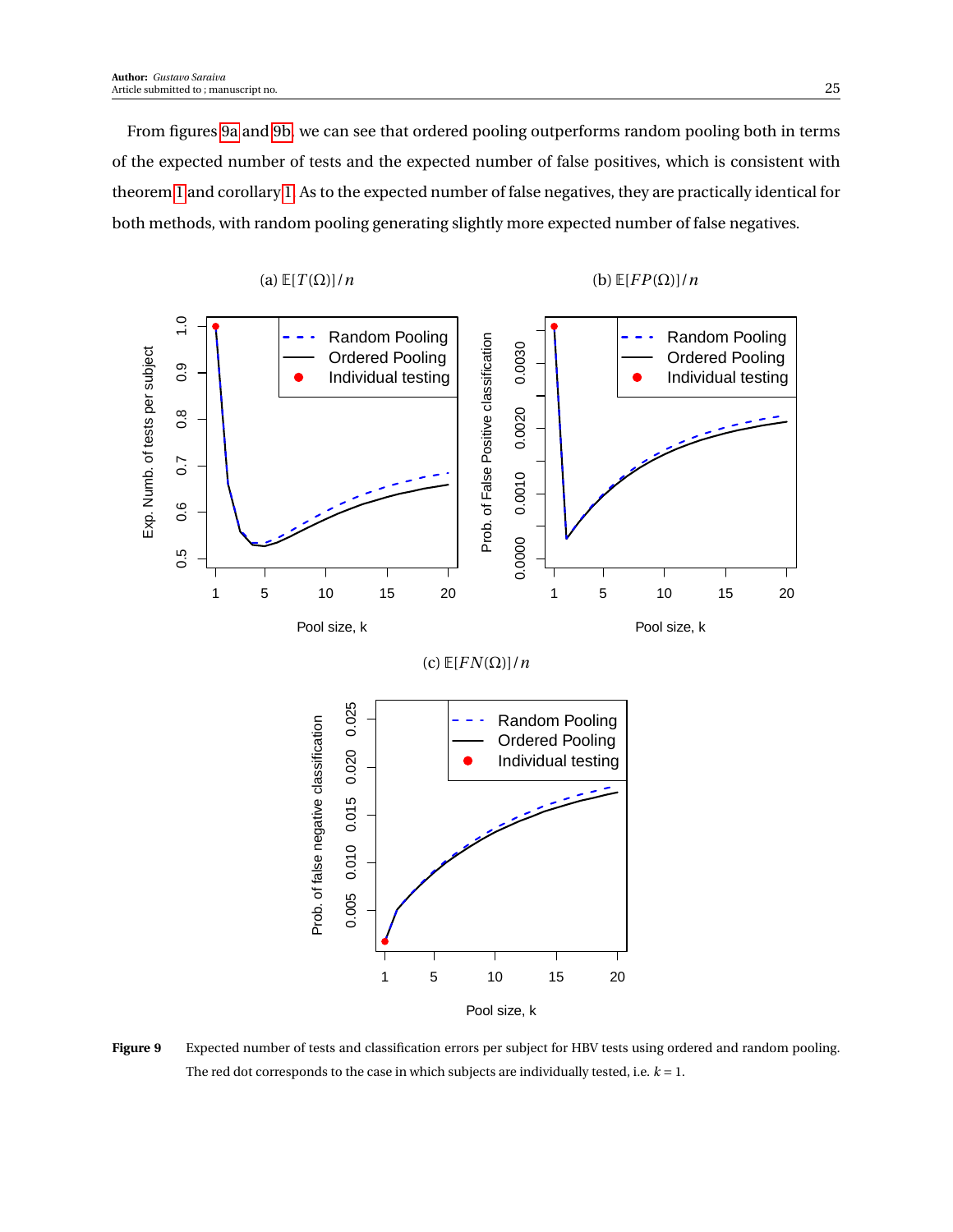From figures 9a and 9b, we can see that ordered pooling outperforms random pooling both in terms of the expected number of tests and the expected number of false positives, which is consistent with theorem 1 and corollary 1. As to the expected number of false negatives, they are practically identical for both methods, with random pooling generating slightly more expected number of false negatives.

(a) $\mathbb{E}[T(\Omega)]/n$

(b) $\mathbb{E}[FP(\Omega)]/n$

(c) $\mathbb{E}[FN(\Omega)]/n$

**Figure 9** Expected number of tests and classification errors per subject for HBV tests using ordered and random pooling. The red dot corresponds to the case in which subjects are individually tested, i.e. $k = 1$.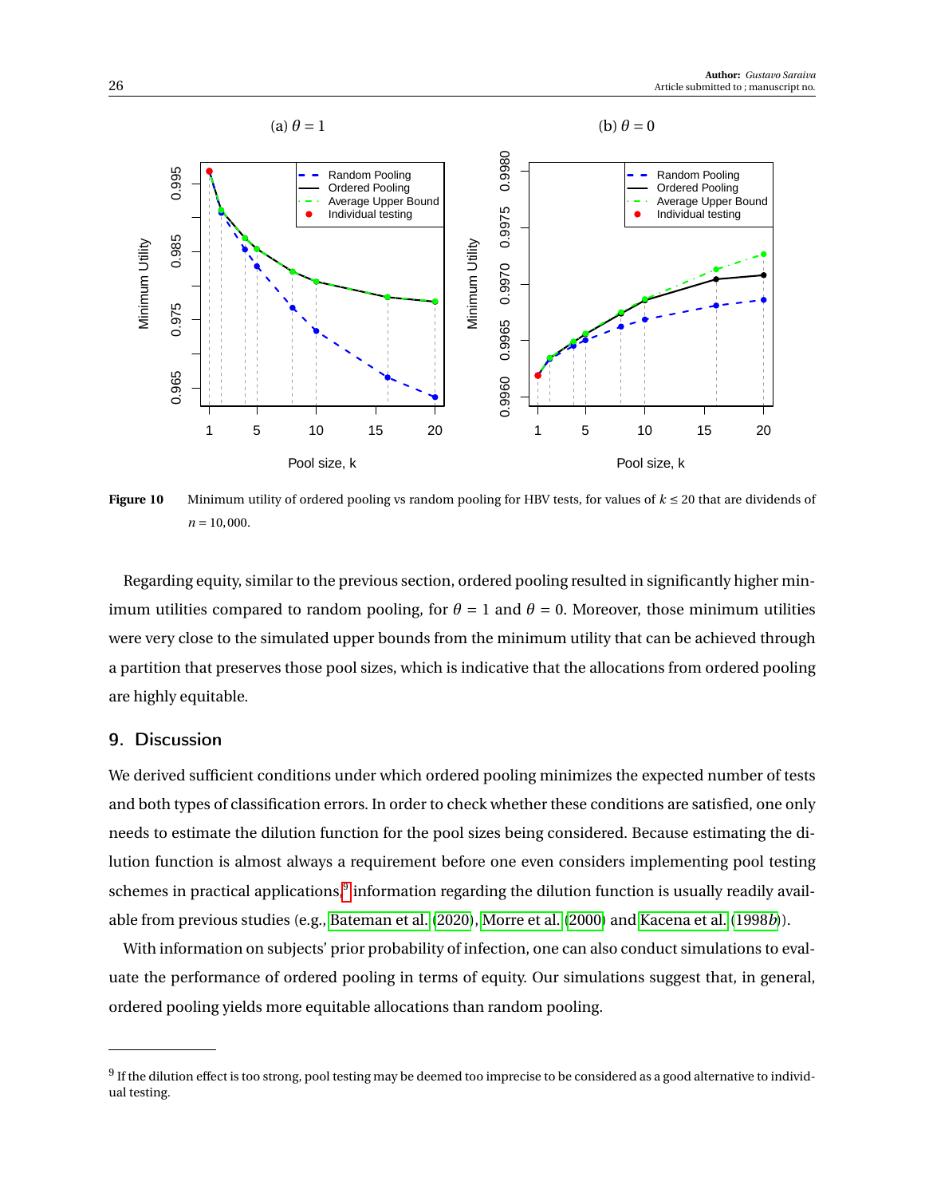Figure 10 Minimum utility of ordered pooling vs random pooling for HBV tests, for values of $k \leq 20$ that are dividends of $n = 10,000$.

Regarding equity, similar to the previous section, ordered pooling resulted in significantly higher minimum utilities compared to random pooling, for $\theta = 1$ and $\theta = 0$. Moreover, those minimum utilities were very close to the simulated upper bounds from the minimum utility that can be achieved through a partition that preserves those pool sizes, which is indicative that the allocations from ordered pooling are highly equitable.

## 9. Discussion

We derived sufficient conditions under which ordered pooling minimizes the expected number of tests and both types of classification errors. In order to check whether these conditions are satisfied, one only needs to estimate the dilution function for the pool sizes being considered. Because estimating the dilution function is almost always a requirement before one even considers implementing pool testing schemes in practical applications,[9] information regarding the dilution function is usually readily available from previous studies (e.g., Bateman et al. (2020), Morre et al. (2000) and Kacena et al. (1998*b*)).

With information on subjects' prior probability of infection, one can also conduct simulations to evaluate the performance of ordered pooling in terms of equity. Our simulations suggest that, in general, ordered pooling yields more equitable allocations than random pooling.

---

[9] If the dilution effect is too strong, pool testing may be deemed too imprecise to be considered as a good alternative to individual testing.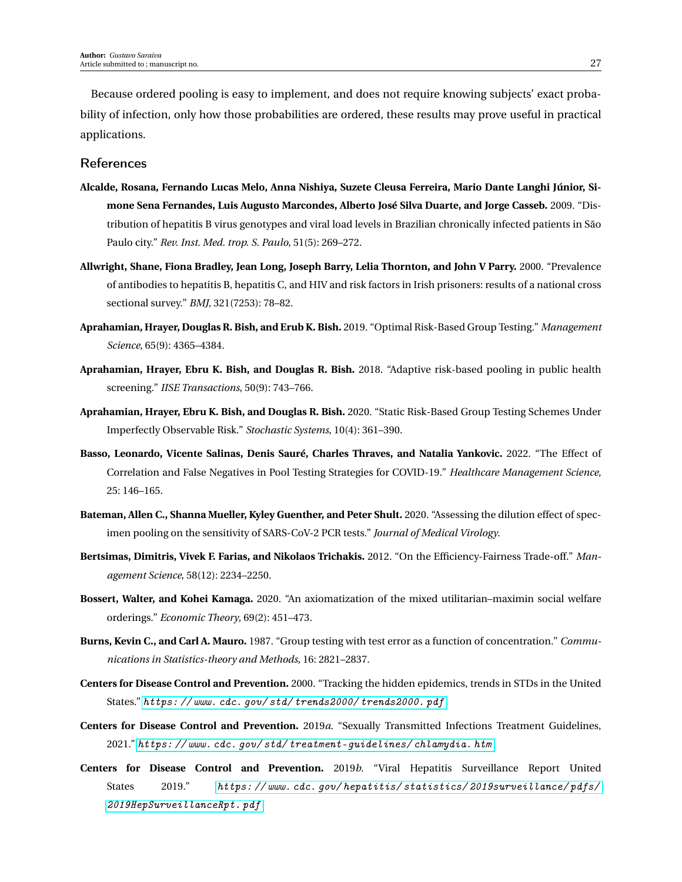Because ordered pooling is easy to implement, and does not require knowing subjects' exact probability of infection, only how those probabilities are ordered, these results may prove useful in practical applications.

## References

**Alcalde, Rosana, Fernando Lucas Melo, Anna Nishiya, Suzete Cleusa Ferreira, Mario Dante Langhi Júnior, Simone Sena Fernandes, Luis Augusto Marcondes, Alberto José Silva Duarte, and Jorge Casseb.** 2009. "Distribution of hepatitis B virus genotypes and viral load levels in Brazilian chronically infected patients in São Paulo city." *Rev. Inst. Med. trop. S. Paulo*, 51(5): 269–272.

**Allwright, Shane, Fiona Bradley, Jean Long, Joseph Barry, Lelia Thornton, and John V Parry.** 2000. "Prevalence of antibodies to hepatitis B, hepatitis C, and HIV and risk factors in Irish prisoners: results of a national cross sectional survey." *BMJ*, 321(7253): 78–82.

**Aprahamian, Hrayer, Douglas R. Bish, and Erub K. Bish.** 2019. "Optimal Risk-Based Group Testing." *Management Science*, 65(9): 4365–4384.

**Aprahamian, Hrayer, Ebru K. Bish, and Douglas R. Bish.** 2018. "Adaptive risk-based pooling in public health screening." *IISE Transactions*, 50(9): 743–766.

**Aprahamian, Hrayer, Ebru K. Bish, and Douglas R. Bish.** 2020. "Static Risk-Based Group Testing Schemes Under Imperfectly Observable Risk." *Stochastic Systems*, 10(4): 361–390.

**Basso, Leonardo, Vicente Salinas, Denis Sauré, Charles Thraves, and Natalia Yankovic.** 2022. "The Effect of Correlation and False Negatives in Pool Testing Strategies for COVID-19." *Healthcare Management Science*, 25: 146–165.

**Bateman, Allen C., Shanna Mueller, Kyley Guenther, and Peter Shult.** 2020. "Assessing the dilution effect of specimen pooling on the sensitivity of SARS-CoV-2 PCR tests." *Journal of Medical Virology*.

**Bertsimas, Dimitris, Vivek F. Farias, and Nikolaos Trichakis.** 2012. "On the Efficiency-Fairness Trade-off." *Management Science*, 58(12): 2234–2250.

**Bossert, Walter, and Kohei Kamaga.** 2020. "An axiomatization of the mixed utilitarian–maximin social welfare orderings." *Economic Theory*, 69(2): 451–473.

**Burns, Kevin C., and Carl A. Mauro.** 1987. "Group testing with test error as a function of concentration." *Communications in Statistics-theory and Methods*, 16: 2821–2837.

**Centers for Disease Control and Prevention.** 2000. "Tracking the hidden epidemics, trends in STDs in the United States." *https://www.cdc.gov/std/trends2000/trends2000.pdf*

**Centers for Disease Control and Prevention.** 2019*a*. "Sexually Transmitted Infections Treatment Guidelines, 2021." *https://www.cdc.gov/std/treatment-guidelines/chlamydia.htm*

**Centers for Disease Control and Prevention.** 2019*b*. "Viral Hepatitis Surveillance Report United States 2019." *https://www.cdc.gov/hepatitis/statistics/2019surveillance/pdfs/2019HepSurveillanceRpt.pdf*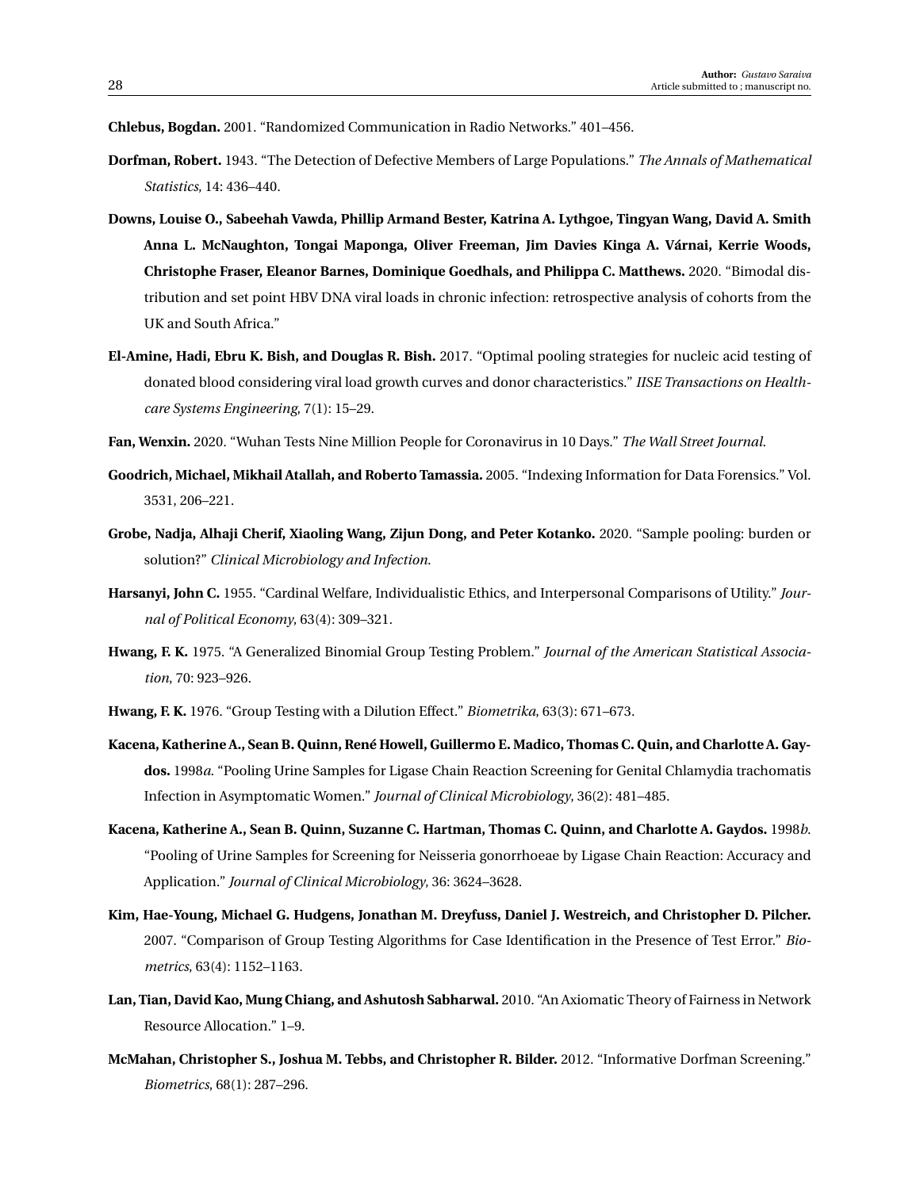**Chlebus, Bogdan.** 2001. "Randomized Communication in Radio Networks." 401–456.

**Dorfman, Robert.** 1943. "The Detection of Defective Members of Large Populations." *The Annals of Mathematical Statistics*, 14: 436–440.

**Downs, Louise O., Sabeehah Vawda, Phillip Armand Bester, Katrina A. Lythgoe, Tingyan Wang, David A. Smith Anna L. McNaughton, Tongai Maponga, Oliver Freeman, Jim Davies Kinga A. Várnai, Kerrie Woods, Christophe Fraser, Eleanor Barnes, Dominique Goedhals, and Philippa C. Matthews.** 2020. "Bimodal distribution and set point HBV DNA viral loads in chronic infection: retrospective analysis of cohorts from the UK and South Africa."

**El-Amine, Hadi, Ebru K. Bish, and Douglas R. Bish.** 2017. "Optimal pooling strategies for nucleic acid testing of donated blood considering viral load growth curves and donor characteristics." *IISE Transactions on Healthcare Systems Engineering*, 7(1): 15–29.

**Fan, Wenxin.** 2020. "Wuhan Tests Nine Million People for Coronavirus in 10 Days." *The Wall Street Journal*.

**Goodrich, Michael, Mikhail Atallah, and Roberto Tamassia.** 2005. "Indexing Information for Data Forensics." Vol. 3531, 206–221.

**Grobe, Nadja, Alhaji Cherif, Xiaoling Wang, Zijun Dong, and Peter Kotanko.** 2020. "Sample pooling: burden or solution?" *Clinical Microbiology and Infection*.

**Harsanyi, John C.** 1955. "Cardinal Welfare, Individualistic Ethics, and Interpersonal Comparisons of Utility." *Journal of Political Economy*, 63(4): 309–321.

**Hwang, F. K.** 1975. "A Generalized Binomial Group Testing Problem." *Journal of the American Statistical Association*, 70: 923–926.

**Hwang, F. K.** 1976. "Group Testing with a Dilution Effect." *Biometrika*, 63(3): 671–673.

**Kacena, Katherine A., Sean B. Quinn, René Howell, Guillermo E. Madico, Thomas C. Quin, and Charlotte A. Gaydos.** 1998*a*. "Pooling Urine Samples for Ligase Chain Reaction Screening for Genital Chlamydia trachomatis Infection in Asymptomatic Women." *Journal of Clinical Microbiology*, 36(2): 481–485.

**Kacena, Katherine A., Sean B. Quinn, Suzanne C. Hartman, Thomas C. Quinn, and Charlotte A. Gaydos.** 1998*b*. "Pooling of Urine Samples for Screening for Neisseria gonorrhoeae by Ligase Chain Reaction: Accuracy and Application." *Journal of Clinical Microbiology*, 36: 3624–3628.

**Kim, Hae-Young, Michael G. Hudgens, Jonathan M. Dreyfuss, Daniel J. Westreich, and Christopher D. Pilcher.** 2007. "Comparison of Group Testing Algorithms for Case Identification in the Presence of Test Error." *Biometrics*, 63(4): 1152–1163.

**Lan, Tian, David Kao, Mung Chiang, and Ashutosh Sabharwal.** 2010. "An Axiomatic Theory of Fairness in Network Resource Allocation." 1–9.

**McMahan, Christopher S., Joshua M. Tebbs, and Christopher R. Bilder.** 2012. "Informative Dorfman Screening." *Biometrics*, 68(1): 287–296.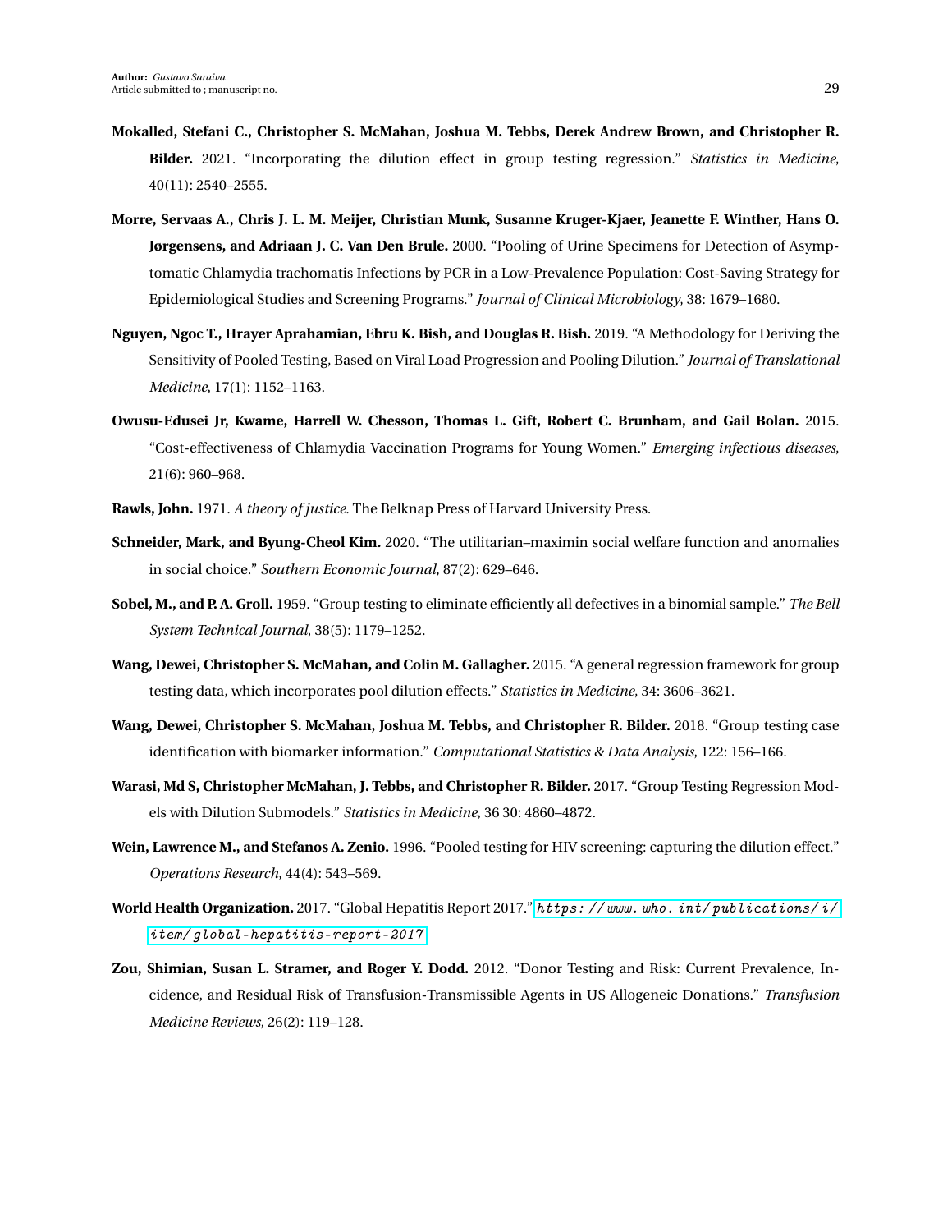**Mokalled, Stefani C., Christopher S. McMahan, Joshua M. Tebbs, Derek Andrew Brown, and Christopher R. Bilder.** 2021. "Incorporating the dilution effect in group testing regression." *Statistics in Medicine*, 40(11): 2540–2555.

**Morre, Servaas A., Chris J. L. M. Meijer, Christian Munk, Susanne Kruger-Kjaer, Jeanette F. Winther, Hans O. Jørgensens, and Adriaan J. C. Van Den Brule.** 2000. "Pooling of Urine Specimens for Detection of Asymptomatic Chlamydia trachomatis Infections by PCR in a Low-Prevalence Population: Cost-Saving Strategy for Epidemiological Studies and Screening Programs." *Journal of Clinical Microbiology*, 38: 1679–1680.

**Nguyen, Ngoc T., Hrayer Aprahamian, Ebru K. Bish, and Douglas R. Bish.** 2019. "A Methodology for Deriving the Sensitivity of Pooled Testing, Based on Viral Load Progression and Pooling Dilution." *Journal of Translational Medicine*, 17(1): 1152–1163.

**Owusu-Edusei Jr, Kwame, Harrell W. Chesson, Thomas L. Gift, Robert C. Brunham, and Gail Bolan.** 2015. "Cost-effectiveness of Chlamydia Vaccination Programs for Young Women." *Emerging infectious diseases*, 21(6): 960–968.

**Rawls, John.** 1971. *A theory of justice.* The Belknap Press of Harvard University Press.

**Schneider, Mark, and Byung-Cheol Kim.** 2020. "The utilitarian–maximin social welfare function and anomalies in social choice." *Southern Economic Journal*, 87(2): 629–646.

**Sobel, M., and P. A. Groll.** 1959. "Group testing to eliminate efficiently all defectives in a binomial sample." *The Bell System Technical Journal*, 38(5): 1179–1252.

**Wang, Dewei, Christopher S. McMahan, and Colin M. Gallagher.** 2015. "A general regression framework for group testing data, which incorporates pool dilution effects." *Statistics in Medicine*, 34: 3606–3621.

**Wang, Dewei, Christopher S. McMahan, Joshua M. Tebbs, and Christopher R. Bilder.** 2018. "Group testing case identification with biomarker information." *Computational Statistics & Data Analysis*, 122: 156–166.

**Warasi, Md S, Christopher McMahan, J. Tebbs, and Christopher R. Bilder.** 2017. "Group Testing Regression Models with Dilution Submodels." *Statistics in Medicine*, 36 30: 4860–4872.

**Wein, Lawrence M., and Stefanos A. Zenio.** 1996. "Pooled testing for HIV screening: capturing the dilution effect." *Operations Research*, 44(4): 543–569.

**World Health Organization.** 2017. "Global Hepatitis Report 2017." https://www.who.int/publications/i/item/global-hepatitis-report-2017

**Zou, Shimian, Susan L. Stramer, and Roger Y. Dodd.** 2012. "Donor Testing and Risk: Current Prevalence, Incidence, and Residual Risk of Transfusion-Transmissible Agents in US Allogeneic Donations." *Transfusion Medicine Reviews*, 26(2): 119–128.